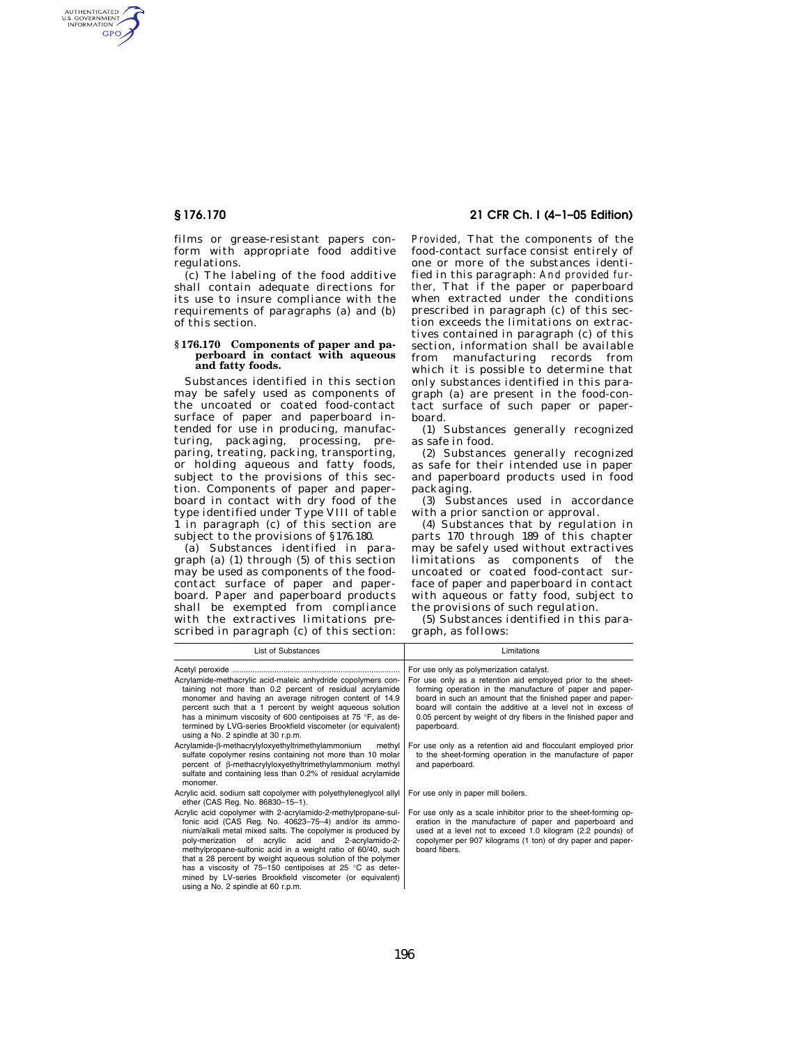films or grease-resistant papers conform with appropriate food additive regulations.

(c) The labeling of the food additive shall contain adequate directions for its use to insure compliance with the requirements of paragraphs (a) and (b) of this section.

## § 176.170 Components of paper and paperboard in contact with aqueous and fatty foods.

Substances identified in this section may be safely used as components of the uncoated or coated food-contact surface of paper and paperboard intended for use in producing, manufacturing, packaging, processing, preparing, treating, packing, transporting, or holding aqueous and fatty foods, subject to the provisions of this section. Components of paper and paperboard in contact with dry food of the type identified under Type VIII of table 1 in paragraph (c) of this section are subject to the provisions of §176.180.

(a) Substances identified in paragraph (a) (1) through (5) of this section may be used as components of the food-contact surface of paper and paperboard. Paper and paperboard products shall be exempted from compliance with the extractives limitations prescribed in paragraph (c) of this section: *Provided,* That the components of the food-contact surface consist entirely of one or more of the substances identified in this paragraph: *And provided further,* That if the paper or paperboard when extracted under the conditions prescribed in paragraph (c) of this section exceeds the limitations on extractives contained in paragraph (c) of this section, information shall be available from manufacturing records from which it is possible to determine that only substances identified in this paragraph (a) are present in the food-contact surface of such paper or paperboard.

(1) Substances generally recognized as safe in food.

(2) Substances generally recognized as safe for their intended use in paper and paperboard products used in food packaging.

(3) Substances used in accordance with a prior sanction or approval.

(4) Substances that by regulation in parts 170 through 189 of this chapter may be safely used without extractives limitations as components of the uncoated or coated food-contact surface of paper and paperboard in contact with aqueous or fatty food, subject to the provisions of such regulation.

(5) Substances identified in this paragraph, as follows:

| List of Substances | Limitations |
|---|---|
| Acetyl peroxide | For use only as polymerization catalyst. |
| Acrylamide-methacrylic acid-maleic anhydride copolymers containing not more than 0.2 percent of residual acrylamide monomer and having an average nitrogen content of 14.9 percent such that a 1 percent by weight aqueous solution has a minimum viscosity of 600 centipoises at 75 °F, as determined by LVG-series Brookfield viscometer (or equivalent) using a No. 2 spindle at 30 r.p.m. | For use only as a retention aid employed prior to the sheet-forming operation in the manufacture of paper and paperboard in such an amount that the finished paper and paperboard will contain the additive at a level not in excess of 0.05 percent by weight of dry fibers in the finished paper and paperboard. |
| Acrylamide-β-methacrylyloxyethyltrimethylammonium methyl sulfate copolymer resins containing not more than 10 molar percent of β-methacrylyloxyethyltrimethylammonium methyl sulfate and containing less than 0.2% of residual acrylamide monomer. | For use only as a retention aid and flocculant employed prior to the sheet-forming operation in the manufacture of paper and paperboard. |
| Acrylic acid, sodium salt copolymer with polyethyleneglycol allyl ether (CAS Reg. No. 86830–15–1). | For use only in paper mill boilers. |
| Acrylic acid copolymer with 2-acrylamido-2-methylpropane-sulfonic acid (CAS Reg. No. 40623–75–4) and/or its ammonium/alkali metal mixed salts. The copolymer is produced by poly-merization of acrylic acid and 2-acrylamido-2-methylpropane-sulfonic acid in a weight ratio of 60/40, such that a 28 percent by weight aqueous solution of the polymer has a viscosity of 75–150 centipoises at 25 °C as determined by LV-series Brookfield viscometer (or equivalent) using a No. 2 spindle at 60 r.p.m. | For use only as a scale inhibitor prior to the sheet-forming operation in the manufacture of paper and paperboard and used at a level not to exceed 1.0 kilogram (2.2 pounds) of copolymer per 907 kilograms (1 ton) of dry paper and paperboard fibers. |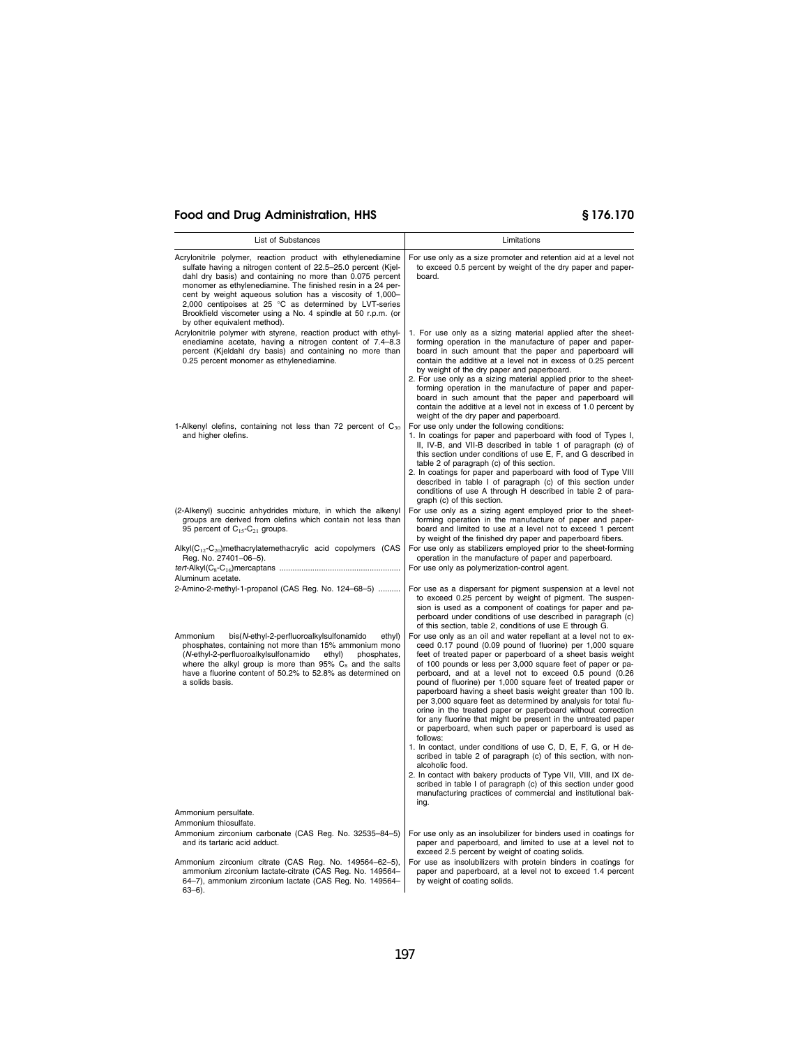| List of Substances | Limitations |
|---|---|
| Acrylonitrile polymer, reaction product with ethylenediamine sulfate having a nitrogen content of 22.5–25.0 percent (Kjeldahl dry basis) and containing no more than 0.075 percent monomer as ethylenediamine. The finished resin in a 24 percent by weight aqueous solution has a viscosity of 1,000–2,000 centipoises at 25 °C as determined by LVT-series Brookfield viscometer using a No. 4 spindle at 50 r.p.m. (or by other equivalent method). | For use only as a size promoter and retention aid at a level not to exceed 0.5 percent by weight of the dry paper and paperboard. |
| Acrylonitrile polymer with styrene, reaction product with ethylenediamine acetate, having a nitrogen content of 7.4–8.3 percent (Kjeldahl dry basis) and containing no more than 0.25 percent monomer as ethylenediamine. | 1. For use only as a sizing material applied after the sheet-forming operation in the manufacture of paper and paperboard in such amount that the paper and paperboard will contain the additive at a level not in excess of 0.25 percent by weight of the dry paper and paperboard. 2. For use only as a sizing material applied prior to the sheet-forming operation in the manufacture of paper and paperboard in such amount that the paper and paperboard will contain the additive at a level not in excess of 1.0 percent by weight of the dry paper and paperboard. |
| 1-Alkenyl olefins, containing not less than 72 percent of $C_{30}$ and higher olefins. | For use only under the following conditions: 1. In coatings for paper and paperboard with food of Types I, II, IV-B, and VII-B described in table 1 of paragraph (c) of this section under conditions of use E, F, and G described in table 2 of paragraph (c) of this section. 2. In coatings for paper and paperboard with food of Type VIII described in table I of paragraph (c) of this section under conditions of use A through H described in table 2 of paragraph (c) of this section. |
| (2-Alkenyl) succinic anhydrides mixture, in which the alkenyl groups are derived from olefins which contain not less than 95 percent of $C_{15}$-$C_{21}$ groups. | For use only as a sizing agent employed prior to the sheet-forming operation in the manufacture of paper and paperboard and limited to use at a level not to exceed 1 percent by weight of the finished dry paper and paperboard fibers. |
| Alkyl($C_{12}$-$C_{20}$)methacrylatemethacrylic acid copolymers (CAS Reg. No. 27401–06–5). | For use only as stabilizers employed prior to the sheet-forming operation in the manufacture of paper and paperboard. |
| *tert*-Alkyl($C_8$-$C_{16}$)mercaptans | For use only as polymerization-control agent. |
| Aluminum acetate. | |
| 2-Amino-2-methyl-1-propanol (CAS Reg. No. 124–68–5) | For use as a dispersant for pigment suspension at a level not to exceed 0.25 percent by weight of pigment. The suspension is used as a component of coatings for paper and paperboard under conditions of use described in paragraph (c) of this section, table 2, conditions of use E through G. |
| Ammonium bis(*N*-ethyl-2-perfluoroalkylsulfonamido ethyl) phosphates, containing not more than 15% ammonium mono (*N*-ethyl-2-perfluoroalkylsulfonamido ethyl) phosphates, where the alkyl group is more than 95% $C_8$ and the salts have a fluorine content of 50.2% to 52.8% as determined on a solids basis. | For use only as an oil and water repellant at a level not to exceed 0.17 pound (0.09 pound of fluorine) per 1,000 square feet of treated paper or paperboard of a sheet basis weight of 100 pounds or less per 3,000 square feet of paper or paperboard, and at a level not to exceed 0.5 pound (0.26 pound of fluorine) per 1,000 square feet of treated paper or paperboard having a sheet basis weight greater than 100 lb. per 3,000 square feet as determined by analysis for total fluorine in the treated paper or paperboard without correction for any fluorine that might be present in the untreated paper or paperboard, when such paper or paperboard is used as follows: 1. In contact, under conditions of use C, D, E, F, G, or H described in table 2 of paragraph (c) of this section, with non-alcoholic food. 2. In contact with bakery products of Type VII, VIII, and IX described in table I of paragraph (c) of this section under good manufacturing practices of commercial and institutional baking. |
| Ammonium persulfate. | |
| Ammonium thiosulfate. | |
| Ammonium zirconium carbonate (CAS Reg. No. 32535–84–5) and its tartaric acid adduct. | For use only as an insolubilizer for binders used in coatings for paper and paperboard, and limited to use at a level not to exceed 2.5 percent by weight of coating solids. |
| Ammonium zirconium citrate (CAS Reg. No. 149564–62–5), ammonium zirconium lactate-citrate (CAS Reg. No. 149564–64–7), ammonium zirconium lactate (CAS Reg. No. 149564–63–6). | For use as insolubilizers with protein binders in coatings for paper and paperboard, at a level not to exceed 1.4 percent by weight of coating solids. |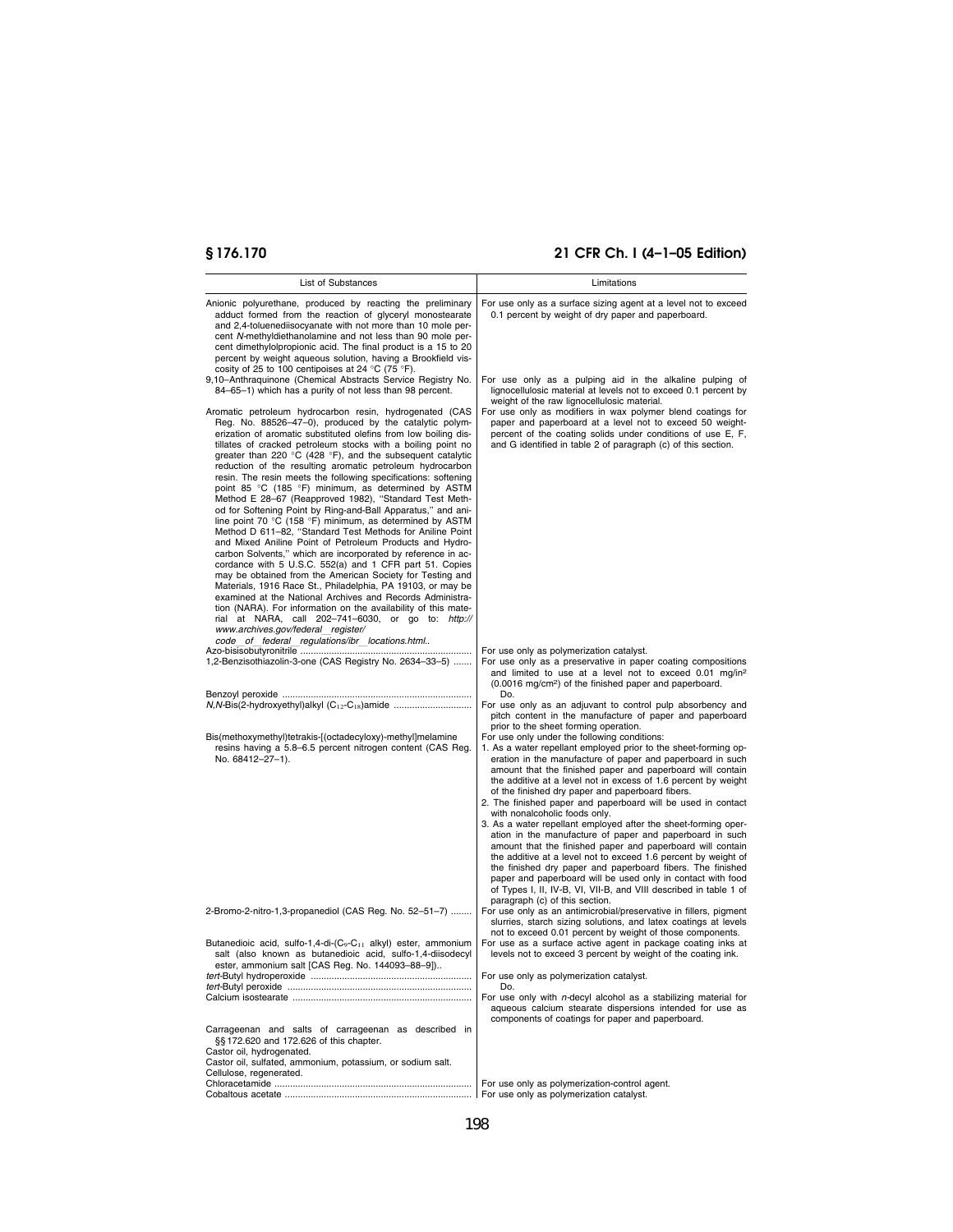| List of Substances | Limitations |
|---|---|
| Anionic polyurethane, produced by reacting the preliminary adduct formed from the reaction of glyceryl monostearate and 2,4-toluenediisocyanate with not more than 10 mole percent *N*-methyldiethanolamine and not less than 90 mole percent dimethylolpropionic acid. The final product is a 15 to 20 percent by weight aqueous solution, having a Brookfield viscosity of 25 to 100 centipoises at 24 °C (75 °F). | For use only as a surface sizing agent at a level not to exceed 0.1 percent by weight of dry paper and paperboard. |
| 9,10–Anthraquinone (Chemical Abstracts Service Registry No. 84–65–1) which has a purity of not less than 98 percent. | For use only as a pulping aid in the alkaline pulping of lignocellulosic material at levels not to exceed 0.1 percent by weight of the raw lignocellulosic material. |
| Aromatic petroleum hydrocarbon resin, hydrogenated (CAS Reg. No. 88526–47–0), produced by the catalytic polymerization of aromatic substituted olefins from low boiling distillates of cracked petroleum stocks with a boiling point no greater than 220 °C (428 °F), and the subsequent catalytic reduction of the resulting aromatic petroleum hydrocarbon resin. The resin meets the following specifications: softening point 85 °C (185 °F) minimum, as determined by ASTM Method E 28–67 (Reapproved 1982), "Standard Test Method for Softening Point by Ring-and-Ball Apparatus," and aniline point 70 °C (158 °F) minimum, as determined by ASTM Method D 611–82, "Standard Test Methods for Aniline Point and Mixed Aniline Point of Petroleum Products and Hydrocarbon Solvents," which are incorporated by reference in accordance with 5 U.S.C. 552(a) and 1 CFR part 51. Copies may be obtained from the American Society for Testing and Materials, 1916 Race St., Philadelphia, PA 19103, or may be examined at the National Archives and Records Administration (NARA). For information on the availability of this material at NARA, call 202–741–6030, or go to: *http://www.archives.gov/federal_register/code_of_federal_regulations/ibr_locations.html.*. | For use only as modifiers in wax polymer blend coatings for paper and paperboard at a level not to exceed 50 weight-percent of the coating solids under conditions of use E, F, and G identified in table 2 of paragraph (c) of this section. |
| Azo-bisisobutyronitrile | For use only as polymerization catalyst. |
| 1,2-Benzisothiazolin-3-one (CAS Registry No. 2634–33–5) | For use only as a preservative in paper coating compositions and limited to use at a level not to exceed 0.01 mg/in² (0.0016 mg/cm²) of the finished paper and paperboard. |
| Benzoyl peroxide | Do. |
| *N*,*N*-Bis(2-hydroxyethyl)alkyl ($C_{12}$-$C_{18}$)amide | For use only as an adjuvant to control pulp absorbency and pitch content in the manufacture of paper and paperboard prior to the sheet forming operation. |
| Bis(methoxymethyl)tetrakis-[(octadecyloxy)-methyl]melamine resins having a 5.8–6.5 percent nitrogen content (CAS Reg. No. 68412–27–1). | For use only under the following conditions:<br>1. As a water repellant employed prior to the sheet-forming operation in the manufacture of paper and paperboard in such amount that the finished paper and paperboard will contain the additive at a level not in excess of 1.6 percent by weight of the finished dry paper and paperboard fibers.<br>2. The finished paper and paperboard will be used in contact with nonalcoholic foods only.<br>3. As a water repellant employed after the sheet-forming operation in the manufacture of paper and paperboard in such amount that the finished paper and paperboard will contain the additive at a level not to exceed 1.6 percent by weight of the finished dry paper and paperboard fibers. The finished paper and paperboard will be used only in contact with food of Types I, II, IV-B, VI, VII-B, and VIII described in table 1 of paragraph (c) of this section. |
| 2-Bromo-2-nitro-1,3-propanediol (CAS Reg. No. 52–51–7) | For use only as an antimicrobial/preservative in fillers, pigment slurries, starch sizing solutions, and latex coatings at levels not to exceed 0.01 percent by weight of those components. |
| Butanedioic acid, sulfo-1,4-di-($C_9$-$C_{11}$ alkyl) ester, ammonium salt (also known as butanedioic acid, sulfo-1,4-diisodecyl ester, ammonium salt [CAS Reg. No. 144093–88–9]).. | For use as a surface active agent in package coating inks at levels not to exceed 3 percent by weight of the coating ink. |
| *tert*-Butyl hydroperoxide | For use only as polymerization catalyst. |
| *tert*-Butyl peroxide | Do. |
| Calcium isostearate | For use only with *n*-decyl alcohol as a stabilizing material for aqueous calcium stearate dispersions intended for use as components of coatings for paper and paperboard. |
| Carrageenan and salts of carrageenan as described in §§ 172.620 and 172.626 of this chapter. | |
| Castor oil, hydrogenated. | |
| Castor oil, sulfated, ammonium, potassium, or sodium salt. | |
| Cellulose, regenerated. | |
| Chloracetamide | For use only as polymerization-control agent. |
| Cobaltous acetate | For use only as polymerization catalyst. |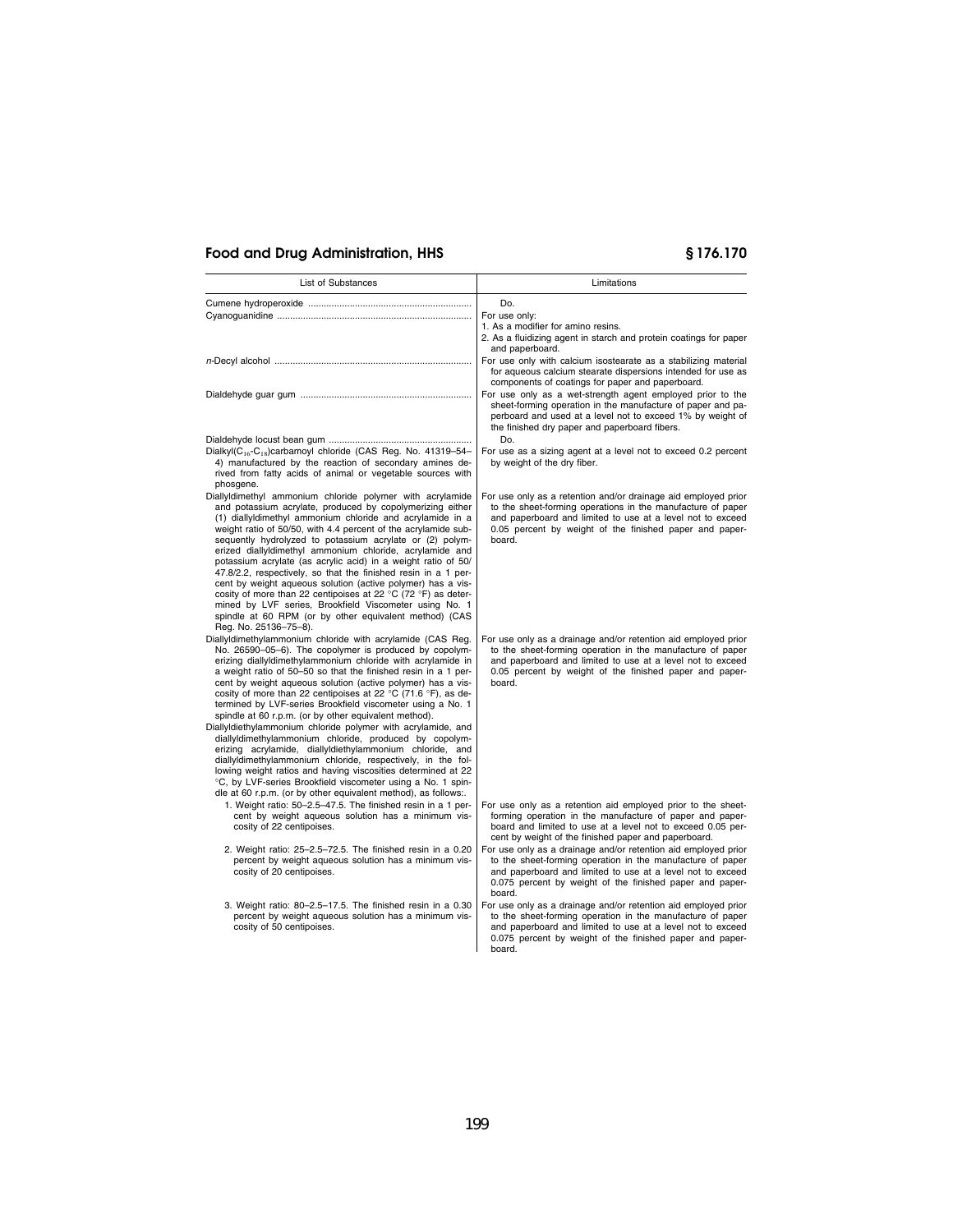| List of Substances | Limitations |
|---|---|
| Cumene hydroperoxide | Do. |
| Cyanoguanidine | For use only:<br>1. As a modifier for amino resins.<br>2. As a fluidizing agent in starch and protein coatings for paper and paperboard. |
| *n*-Decyl alcohol | For use only with calcium isostearate as a stabilizing material for aqueous calcium stearate dispersions intended for use as components of coatings for paper and paperboard. |
| Dialdehyde guar gum | For use only as a wet-strength agent employed prior to the sheet-forming operation in the manufacture of paper and paperboard and used at a level not to exceed 1% by weight of the finished dry paper and paperboard fibers. |
| Dialdehyde locust bean gum | Do. |
| Dialkyl($C_{16}$-$C_{18}$)carbamoyl chloride (CAS Reg. No. 41319–54–4) manufactured by the reaction of secondary amines derived from fatty acids of animal or vegetable sources with phosgene. | For use as a sizing agent at a level not to exceed 0.2 percent by weight of the dry fiber. |
| Diallyldimethyl ammonium chloride polymer with acrylamide and potassium acrylate, produced by copolymerizing either (1) diallyldimethyl ammonium chloride and acrylamide in a weight ratio of 50/50, with 4.4 percent of the acrylamide subsequently hydrolyzed to potassium acrylate or (2) polymerized diallyldimethyl ammonium chloride, acrylamide and potassium acrylate (as acrylic acid) in a weight ratio of 50/47.8/2.2, respectively, so that the finished resin in a 1 percent by weight aqueous solution (active polymer) has a viscosity of more than 22 centipoises at 22 °C (72 °F) as determined by LVF series, Brookfield Viscometer using No. 1 spindle at 60 RPM (or by other equivalent method) (CAS Reg. No. 25136–75–8). | For use only as a retention and/or drainage aid employed prior to the sheet-forming operations in the manufacture of paper and paperboard and limited to use at a level not to exceed 0.05 percent by weight of the finished paper and paperboard. |
| Diallyldimethylammonium chloride with acrylamide (CAS Reg. No. 26590–05–6). The copolymer is produced by copolymerizing diallyldimethylammonium chloride with acrylamide in a weight ratio of 50–50 so that the finished resin in a 1 percent by weight aqueous solution (active polymer) has a viscosity of more than 22 centipoises at 22 °C (71.6 °F), as determined by LVF-series Brookfield viscometer using a No. 1 spindle at 60 r.p.m. (or by other equivalent method). | For use only as a drainage and/or retention aid employed prior to the sheet-forming operation in the manufacture of paper and paperboard and limited to use at a level not to exceed 0.05 percent by weight of the finished paper and paperboard. |
| Diallyldiethylammonium chloride polymer with acrylamide, and diallyldimethylammonium chloride, produced by copolymerizing acrylamide, diallyldiethylammonium chloride, and diallyldimethylammonium chloride, respectively, in the following weight ratios and having viscosities determined at 22 °C, by LVF-series Brookfield viscometer using a No. 1 spindle at 60 r.p.m. (or by other equivalent method), as follows:. | |
| 1. Weight ratio: 50–2.5–47.5. The finished resin in a 1 percent by weight aqueous solution has a minimum viscosity of 22 centipoises. | For use only as a retention aid employed prior to the sheet-forming operation in the manufacture of paper and paperboard and limited to use at a level not to exceed 0.05 percent by weight of the finished paper and paperboard. |
| 2. Weight ratio: 25–2.5–72.5. The finished resin in a 0.20 percent by weight aqueous solution has a minimum viscosity of 20 centipoises. | For use only as a drainage and/or retention aid employed prior to the sheet-forming operation in the manufacture of paper and paperboard and limited to use at a level not to exceed 0.075 percent by weight of the finished paper and paperboard. |
| 3. Weight ratio: 80–2.5–17.5. The finished resin in a 0.30 percent by weight aqueous solution has a minimum viscosity of 50 centipoises. | For use only as a drainage and/or retention aid employed prior to the sheet-forming operation in the manufacture of paper and paperboard and limited to use at a level not to exceed 0.075 percent by weight of the finished paper and paperboard. |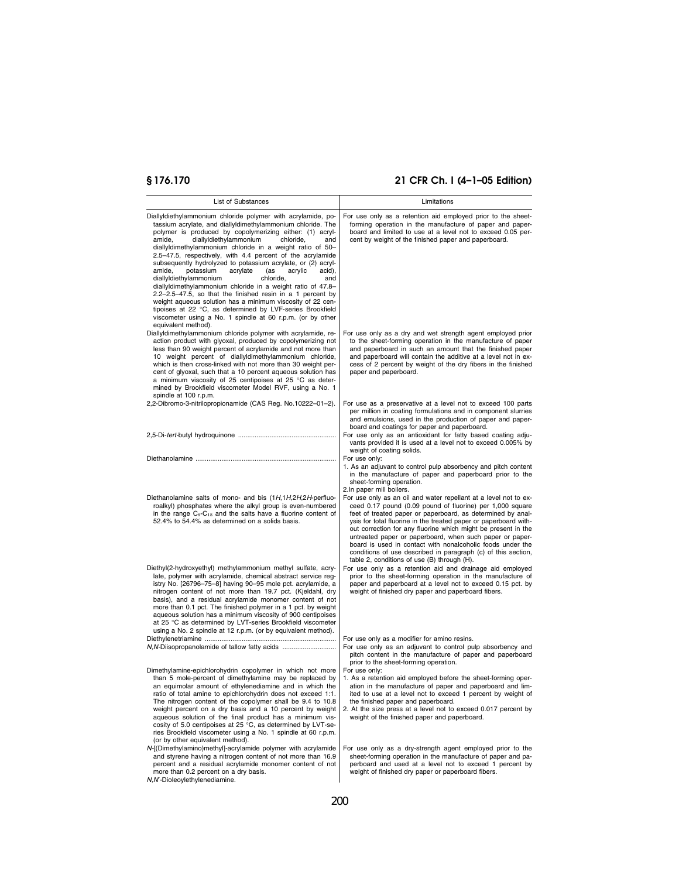| List of Substances | Limitations |
|---|---|
| Diallyldiethylammonium chloride polymer with acrylamide, potassium acrylate, and diallyldimethylammonium chloride. The polymer is produced by copolymerizing either: (1) acrylamide, diallyldiethylammonium chloride, and diallyldimethylammonium chloride in a weight ratio of 50–2.5–47.5, respectively, with 4.4 percent of the acrylamide subsequently hydrolyzed to potassium acrylate, or (2) acrylamide, potassium acrylate (as acrylic acid), diallyldiethylammonium chloride, and diallyldimethylammonium chloride in a weight ratio of 47.8–2.2–2.5–47.5, so that the finished resin in a 1 percent by weight aqueous solution has a minimum viscosity of 22 centipoises at 22 °C, as determined by LVF-series Brookfield viscometer using a No. 1 spindle at 60 r.p.m. (or by other equivalent method). | For use only as a retention aid employed prior to the sheet-forming operation in the manufacture of paper and paperboard and limited to use at a level not to exceed 0.05 percent by weight of the finished paper and paperboard. |
| Diallyldimethylammonium chloride polymer with acrylamide, reaction product with glyoxal, produced by copolymerizing not less than 90 weight percent of acrylamide and not more than 10 weight percent of diallyldimethylammonium chloride, which is then cross-linked with not more than 30 weight percent of glyoxal, such that a 10 percent aqueous solution has a minimum viscosity of 25 centipoises at 25 °C as determined by Brookfield viscometer Model RVF, using a No. 1 spindle at 100 r.p.m. | For use only as a dry and wet strength agent employed prior to the sheet-forming operation in the manufacture of paper and paperboard in such an amount that the finished paper and paperboard will contain the additive at a level not in excess of 2 percent by weight of the dry fibers in the finished paper and paperboard. |
| 2,2-Dibromo-3-nitrilopropionamide (CAS Reg. No.10222–01–2). | For use as a preservative at a level not to exceed 100 parts per million in coating formulations and in component slurries and emulsions, used in the production of paper and paperboard and coatings for paper and paperboard. |
| 2,5-Di-*tert*-butyl hydroquinone | For use only as an antioxidant for fatty based coating adjuvants provided it is used at a level not to exceed 0.005% by weight of coating solids. |
| Diethanolamine | For use only:<br>1. As an adjuvant to control pulp absorbency and pitch content in the manufacture of paper and paperboard prior to the sheet-forming operation.<br>2. In paper mill boilers. |
| Diethanolamine salts of mono- and bis (1*H*,1*H*,2*H*,2*H*-perfluoroalkyl) phosphates where the alkyl group is even-numbered in the range $C_8$-$C_{18}$ and the salts have a fluorine content of 52.4% to 54.4% as determined on a solids basis. | For use only as an oil and water repellant at a level not to exceed 0.17 pound (0.09 pound of fluorine) per 1,000 square feet of treated paper or paperboard, as determined by analysis for total fluorine in the treated paper or paperboard without correction for any fluorine which might be present in the untreated paper or paperboard, when such paper or paperboard is used in contact with nonalcoholic foods under the conditions of use described in paragraph (c) of this section, table 2, conditions of use (B) through (H). |
| Diethyl(2-hydroxyethyl) methylammonium methyl sulfate, acrylate, polymer with acrylamide, chemical abstract service registry No. [26796–75–8] having 90–95 mole pct. acrylamide, a nitrogen content of not more than 19.7 pct. (Kjeldahl, dry basis), and a residual acrylamide monomer content of not more than 0.1 pct. The finished polymer in a 1 pct. by weight aqueous solution has a minimum viscosity of 900 centipoises at 25 °C as determined by LVT-series Brookfield viscometer using a No. 2 spindle at 12 r.p.m. (or by equivalent method). | For use only as a retention aid and drainage aid employed prior to the sheet-forming operation in the manufacture of paper and paperboard at a level not to exceed 0.15 pct. by weight of finished dry paper and paperboard fibers. |
| Diethylenetriamine | For use only as a modifier for amino resins. |
| *N,N*-Diisopropanolamide of tallow fatty acids | For use only as an adjuvant to control pulp absorbency and pitch content in the manufacture of paper and paperboard prior to the sheet-forming operation. |
| Dimethylamine-epichlorohydrin copolymer in which not more than 5 mole-percent of dimethylamine may be replaced by an equimolar amount of ethylenediamine and in which the ratio of total amine to epichlorohydrin does not exceed 1:1. The nitrogen content of the copolymer shall be 9.4 to 10.8 weight percent on a dry basis and a 10 percent by weight aqueous solution of the final product has a minimum viscosity of 5.0 centipoises at 25 °C, as determined by LVT-series Brookfield viscometer using a No. 1 spindle at 60 r.p.m. (or by other equivalent method). | For use only:<br>1. As a retention aid employed before the sheet-forming operation in the manufacture of paper and paperboard and limited to use at a level not to exceed 1 percent by weight of the finished paper and paperboard.<br>2. At the size press at a level not to exceed 0.017 percent by weight of the finished paper and paperboard. |
| *N*-[(Dimethylamino)methyl]-acrylamide polymer with acrylamide and styrene having a nitrogen content of not more than 16.9 percent and a residual acrylamide monomer content of not more than 0.2 percent on a dry basis. | For use only as a dry-strength agent employed prior to the sheet-forming operation in the manufacture of paper and paperboard and used at a level not to exceed 1 percent by weight of finished dry paper or paperboard fibers. |
| *N,N'*-Dioleoylethylenediamine. | |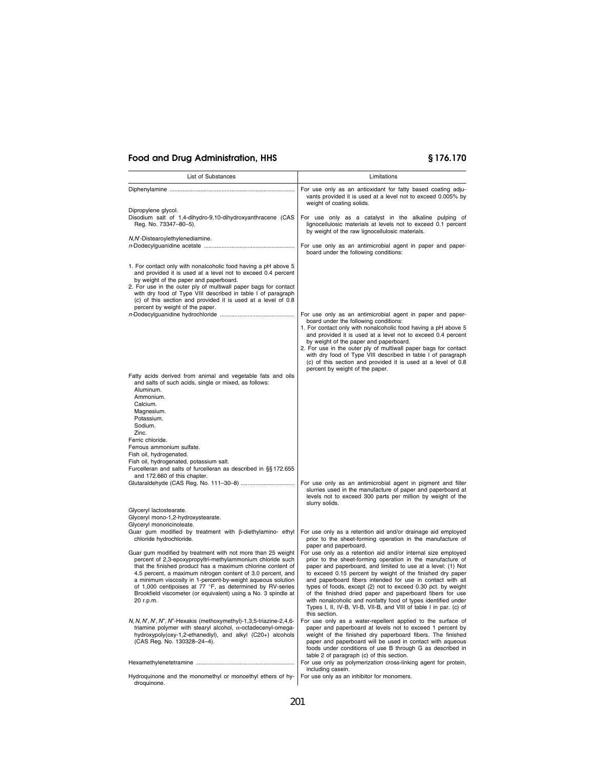| List of Substances | Limitations |
|---|---|
| Diphenylamine | For use only as an antioxidant for fatty based coating adjuvants provided it is used at a level not to exceed 0.005% by weight of coating solids. |
| Dipropylene glycol. | |
| Disodium salt of 1,4-dihydro-9,10-dihydroxyanthracene (CAS Reg. No. 73347–80–5). | For use only as a catalyst in the alkaline pulping of lignocellulosic materials at levels not to exceed 0.1 percent by weight of the raw lignocellulosic materials. |
| *N,N'*-Distearoylethylenediamine. | |
| *n*-Dodecylguanidine acetate | For use only as an antimicrobial agent in paper and paperboard under the following conditions: |
| 1. For contact only with nonalcoholic food having a pH above 5 and provided it is used at a level not to exceed 0.4 percent by weight of the paper and paperboard.<br>2. For use in the outer ply of multiwall paper bags for contact with dry food of Type VIII described in table I of paragraph (c) of this section and provided it is used at a level of 0.8 percent by weight of the paper. | |
| *n*-Dodecylguanidine hydrochloride | For use only as an antimicrobial agent in paper and paperboard under the following conditions:<br>1. For contact only with nonalcoholic food having a pH above 5 and provided it is used at a level not to exceed 0.4 percent by weight of the paper and paperboard.<br>2. For use in the outer ply of multiwall paper bags for contact with dry food of Type VIII described in table I of paragraph (c) of this section and provided it is used at a level of 0.8 percent by weight of the paper. |
| Fatty acids derived from animal and vegetable fats and oils and salts of such acids, single or mixed, as follows:<br>Aluminum.<br>Ammonium.<br>Calcium.<br>Magnesium.<br>Potassium.<br>Sodium.<br>Zinc. | |
| Ferric chloride. | |
| Ferrous ammonium sulfate. | |
| Fish oil, hydrogenated. | |
| Fish oil, hydrogenated, potassium salt. | |
| Furcelleran and salts of furcelleran as described in §§172.655 and 172.660 of this chapter. | |
| Glutaraldehyde (CAS Reg. No. 111–30–8) | For use only as an antimicrobial agent in pigment and filler slurries used in the manufacture of paper and paperboard at levels not to exceed 300 parts per million by weight of the slurry solids. |
| Glyceryl lactostearate. | |
| Glyceryl mono-1,2-hydroxystearate. | |
| Glyceryl monoricinoleate. | |
| Guar gum modified by treatment with β-diethylamino- ethyl chloride hydrochloride. | For use only as a retention aid and/or drainage aid employed prior to the sheet-forming operation in the manufacture of paper and paperboard. |
| Guar gum modified by treatment with not more than 25 weight percent of 2,3-epoxypropyltri-methylammonium chloride such that the finished product has a maximum chlorine content of 4.5 percent, a maximum nitrogen content of 3.0 percent, and a minimum viscosity in 1-percent-by-weight aqueous solution of 1,000 centipoises at 77 °F, as determined by RV-series Brookfield viscometer (or equivalent) using a No. 3 spindle at 20 r.p.m. | For use only as a retention aid and/or internal size employed prior to the sheet-forming operation in the manufacture of paper and paperboard, and limited to use at a level: (1) Not to exceed 0.15 percent by weight of the finished dry paper and paperboard fibers intended for use in contact with all types of foods, except (2) not to exceed 0.30 pct. by weight of the finished dried paper and paperboard fibers for use with nonalcoholic and nonfatty food of types identified under Types I, II, IV-B, VI-B, VII-B, and VIII of table I in par. (c) of this section. |
| *N, N, N', N', N'', N''*-Hexakis (methoxymethyl)-1,3,5-triazine-2,4,6-triamine polymer with stearyl alcohol, α-octadecenyl-omega-hydroxypoly(oxy-1,2-ethanediyl), and alkyl (C20+) alcohols (CAS Reg. No. 130328–24–4). | For use only as a water-repellent applied to the surface of paper and paperboard at levels not to exceed 1 percent by weight of the finished dry paperboard fibers. The finished paper and paperboard will be used in contact with aqueous foods under conditions of use B through G as described in table 2 of paragraph (c) of this section. |
| Hexamethylenetetramine | For use only as polymerization cross-linking agent for protein, including casein. |
| Hydroquinone and the monomethyl or monoethyl ethers of hydroquinone. | For use only as an inhibitor for monomers. |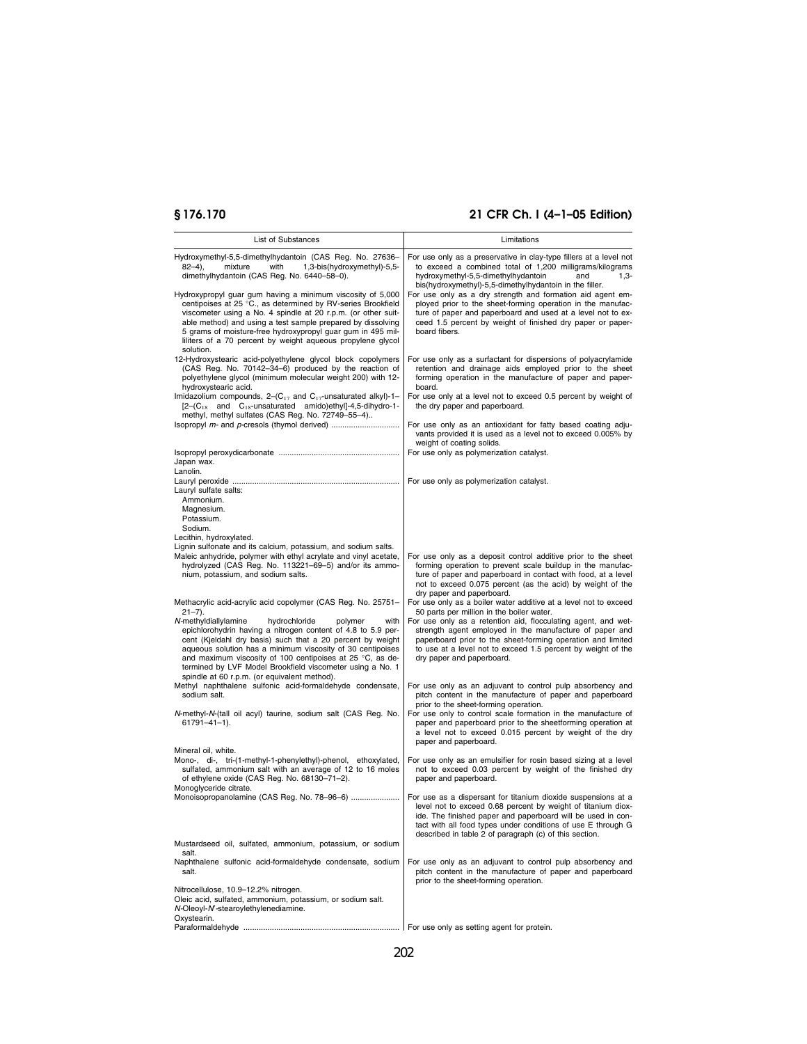| List of Substances | Limitations |
|---|---|
| Hydroxymethyl-5,5-dimethylhydantoin (CAS Reg. No. 27636–82–4), mixture with 1,3-bis(hydroxymethyl)-5,5-dimethylhydantoin (CAS Reg. No. 6440–58–0). | For use only as a preservative in clay-type fillers at a level not to exceed a combined total of 1,200 milligrams/kilograms hydroxymethyl-5,5-dimethylhydantoin and 1,3-bis(hydroxymethyl)-5,5-dimethylhydantoin in the filler. |
| Hydroxypropyl guar gum having a minimum viscosity of 5,000 centipoises at 25 °C., as determined by RV-series Brookfield viscometer using a No. 4 spindle at 20 r.p.m. (or other suitable method) and using a test sample prepared by dissolving 5 grams of moisture-free hydroxypropyl guar gum in 495 milliliters of a 70 percent by weight aqueous propylene glycol solution. | For use only as a dry strength and formation aid agent employed prior to the sheet-forming operation in the manufacture of paper and paperboard and used at a level not to exceed 1.5 percent by weight of finished dry paper or paperboard fibers. |
| 12-Hydroxystearic acid-polyethylene glycol block copolymers (CAS Reg. No. 70142–34–6) produced by the reaction of polyethylene glycol (minimum molecular weight 200) with 12-hydroxystearic acid. | For use only as a surfactant for dispersions of polyacrylamide retention and drainage aids employed prior to the sheet forming operation in the manufacture of paper and paperboard. |
| Imidazolium compounds, 2–($C_{17}$ and $C_{17}$-unsaturated alkyl)-1–[2–($C_{18}$ and $C_{18}$-unsaturated amido)ethyl]-4,5-dihydro-1-methyl, methyl sulfates (CAS Reg. No. 72749–55–4).. | For use only at a level not to exceed 0.5 percent by weight of the dry paper and paperboard. |
| Isopropyl *m*- and *p*-cresols (thymol derived) | For use only as an antioxidant for fatty based coating adjuvants provided it is used as a level not to exceed 0.005% by weight of coating solids. |
| Isopropyl peroxydicarbonate | For use only as polymerization catalyst. |
| Japan wax. | |
| Lanolin. | |
| Lauryl peroxide | For use only as polymerization catalyst. |
| Lauryl sulfate salts:<br>Ammonium.<br>Magnesium.<br>Potassium.<br>Sodium. | |
| Lecithin, hydroxylated. | |
| Lignin sulfonate and its calcium, potassium, and sodium salts. | |
| Maleic anhydride, polymer with ethyl acrylate and vinyl acetate, hydrolyzed (CAS Reg. No. 113221–69–5) and/or its ammonium, potassium, and sodium salts. | For use only as a deposit control additive prior to the sheet forming operation to prevent scale buildup in the manufacture of paper and paperboard in contact with food, at a level not to exceed 0.075 percent (as the acid) by weight of the dry paper and paperboard. |
| Methacrylic acid-acrylic acid copolymer (CAS Reg. No. 25751–21–7). | For use only as a boiler water additive at a level not to exceed 50 parts per million in the boiler water. |
| *N*-methyldiallylamine hydrochloride polymer with epichlorohydrin having a nitrogen content of 4.8 to 5.9 percent (Kjeldahl dry basis) such that a 20 percent by weight aqueous solution has a minimum viscosity of 30 centipoises and maximum viscosity of 100 centipoises at 25 °C, as determined by LVF Model Brookfield viscometer using a No. 1 spindle at 60 r.p.m. (or equivalent method). | For use only as a retention aid, flocculating agent, and wet-strength agent employed in the manufacture of paper and paperboard prior to the sheet-forming operation and limited to use at a level not to exceed 1.5 percent by weight of the dry paper and paperboard. |
| Methyl naphthalene sulfonic acid-formaldehyde condensate, sodium salt. | For use only as an adjuvant to control pulp absorbency and pitch content in the manufacture of paper and paperboard prior to the sheet-forming operation. |
| *N*-methyl-*N*-(tall oil acyl) taurine, sodium salt (CAS Reg. No. 61791–41–1). | For use only to control scale formation in the manufacture of paper and paperboard prior to the sheetforming operation at a level not to exceed 0.015 percent by weight of the dry paper and paperboard. |
| Mineral oil, white. | |
| Mono-, di-, tri-(1-methyl-1-phenylethyl)-phenol, ethoxylated, sulfated, ammonium salt with an average of 12 to 16 moles of ethylene oxide (CAS Reg. No. 68130–71–2). | For use only as an emulsifier for rosin based sizing at a level not to exceed 0.03 percent by weight of the finished dry paper and paperboard. |
| Monoglyceride citrate. | |
| Monoisopropanolamine (CAS Reg. No. 78–96–6) | For use as a dispersant for titanium dioxide suspensions at a level not to exceed 0.68 percent by weight of titanium dioxide. The finished paper and paperboard will be used in contact with all food types under conditions of use E through G described in table 2 of paragraph (c) of this section. |
| Mustardseed oil, sulfated, ammonium, potassium, or sodium salt. | |
| Naphthalene sulfonic acid-formaldehyde condensate, sodium salt. | For use only as an adjuvant to control pulp absorbency and pitch content in the manufacture of paper and paperboard prior to the sheet-forming operation. |
| Nitrocellulose, 10.9–12.2% nitrogen. | |
| Oleic acid, sulfated, ammonium, potassium, or sodium salt. | |
| *N*-Oleoyl-*N'*-stearoylethylenediamine. | |
| Oxystearin. | |
| Paraformaldehyde | For use only as setting agent for protein. |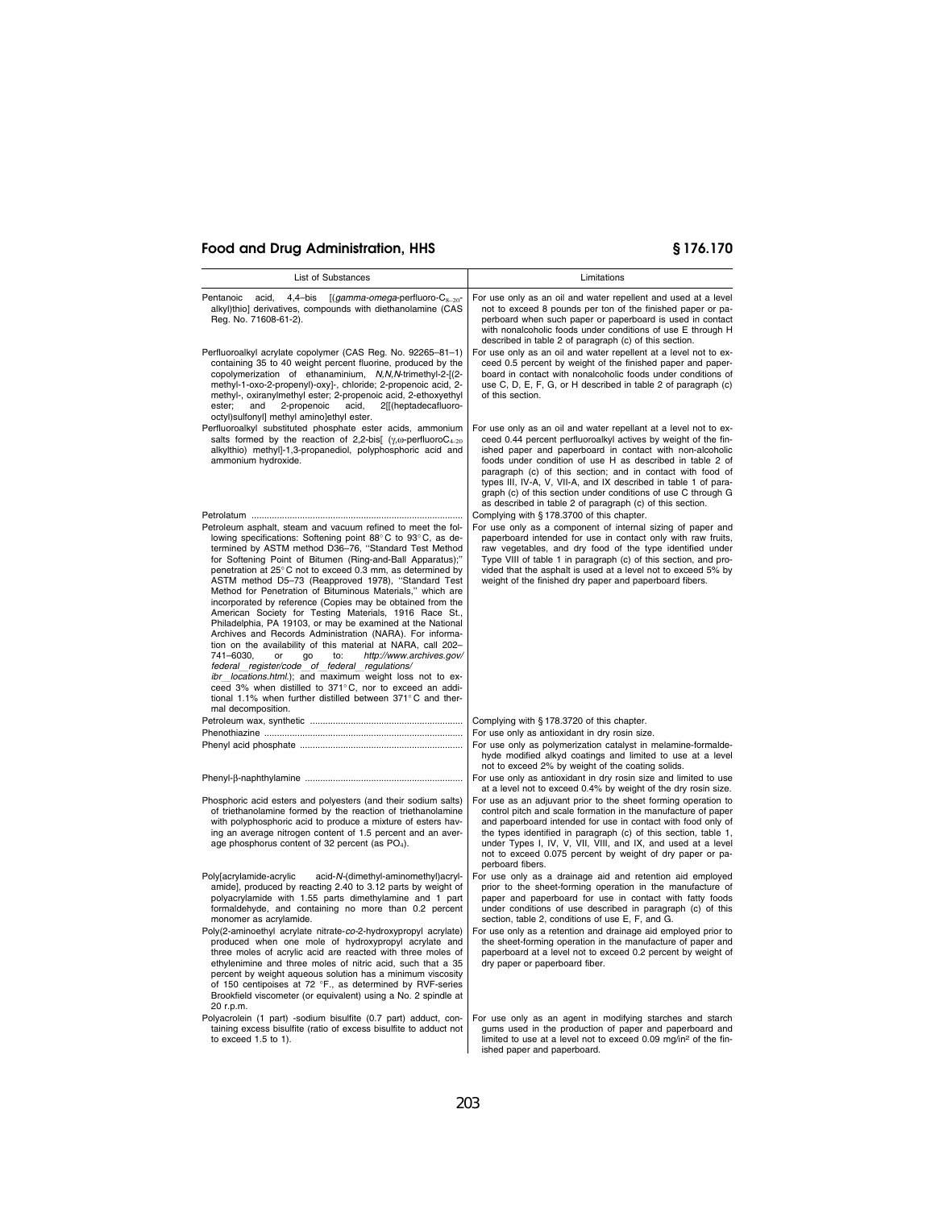| List of Substances | Limitations |
|---|---|
| Pentanoic acid, 4,4–bis [(*gamma-omega*-perfluoro-$C_{8-20}$-alkyl)thio] derivatives, compounds with diethanolamine (CAS Reg. No. 71608-61-2). | For use only as an oil and water repellent and used at a level not to exceed 8 pounds per ton of the finished paper or paperboard when such paper or paperboard is used in contact with nonalcoholic foods under conditions of use E through H described in table 2 of paragraph (c) of this section. |
| Perfluoroalkyl acrylate copolymer (CAS Reg. No. 92265–81–1) containing 35 to 40 weight percent fluorine, produced by the copolymerization of ethanaminium, *N,N,N*-trimethyl-2-[(2-methyl-1-oxo-2-propenyl)-oxy]-, chloride; 2-propenoic acid, 2-methyl-, oxiranylmethyl ester; 2-propenoic acid, 2-ethoxyethyl ester; and 2-propenoic acid, 2[[(heptadecafluorooctyl)sulfonyl] methyl amino]ethyl ester. | For use only as an oil and water repellent at a level not to exceed 0.5 percent by weight of the finished paper and paperboard in contact with nonalcoholic foods under conditions of use C, D, E, F, G, or H described in table 2 of paragraph (c) of this section. |
| Perfluoroalkyl substituted phosphate ester acids, ammonium salts formed by the reaction of 2,2-bis[ ($\gamma$,$\omega$-perfluoro$C_{4-20}$ alkylthio) methyl]-1,3-propanediol, polyphosphoric acid and ammonium hydroxide. | For use only as an oil and water repellant at a level not to exceed 0.44 percent perfluoroalkyl actives by weight of the finished paper and paperboard in contact with non-alcoholic foods under condition of use H as described in table 2 of paragraph (c) of this section; and in contact with food of types III, IV-A, V, VII-A, and IX described in table 1 of paragraph (c) of this section under conditions of use C through G as described in table 2 of paragraph (c) of this section. |
| Petrolatum | Complying with § 178.3700 of this chapter. |
| Petroleum asphalt, steam and vacuum refined to meet the following specifications: Softening point 88° C to 93° C, as determined by ASTM method D36–76, "Standard Test Method for Softening Point of Bitumen (Ring-and-Ball Apparatus);" penetration at 25° C not to exceed 0.3 mm, as determined by ASTM method D5–73 (Reapproved 1978), "Standard Test Method for Penetration of Bituminous Materials," which are incorporated by reference (Copies may be obtained from the American Society for Testing Materials, 1916 Race St., Philadelphia, PA 19103, or may be examined at the National Archives and Records Administration (NARA). For information on the availability of this material at NARA, call 202–741–6030, or go to: *http://www.archives.gov/federal_register/code_of_federal_regulations/ibr_locations.html.*); and maximum weight loss not to exceed 3% when distilled to 371° C, nor to exceed an additional 1.1% when further distilled between 371° C and thermal decomposition. | For use only as a component of internal sizing of paper and paperboard intended for use in contact only with raw fruits, raw vegetables, and dry food of the type identified under Type VIII of table 1 in paragraph (c) of this section, and provided that the asphalt is used at a level not to exceed 5% by weight of the finished dry paper and paperboard fibers. |
| Petroleum wax, synthetic | Complying with § 178.3720 of this chapter. |
| Phenothiazine | For use only as antioxidant in dry rosin size. |
| Phenyl acid phosphate | For use only as polymerization catalyst in melamine-formaldehyde modified alkyd coatings and limited to use at a level not to exceed 2% by weight of the coating solids. |
| Phenyl-β-naphthylamine | For use only as antioxidant in dry rosin size and limited to use at a level not to exceed 0.4% by weight of the dry rosin size. |
| Phosphoric acid esters and polyesters (and their sodium salts) of triethanolamine formed by the reaction of triethanolamine with polyphosphoric acid to produce a mixture of esters having an average nitrogen content of 1.5 percent and an average phosphorus content of 32 percent (as $PO_4$). | For use as an adjuvant prior to the sheet forming operation to control pitch and scale formation in the manufacture of paper and paperboard intended for use in contact with food only of the types identified in paragraph (c) of this section, table 1, under Types I, IV, V, VII, VIII, and IX, and used at a level not to exceed 0.075 percent by weight of dry paper or paperboard fibers. |
| Poly[acrylamide-acrylic acid-*N*-(dimethyl-aminomethyl)acrylamide], produced by reacting 2.40 to 3.12 parts by weight of polyacrylamide with 1.55 parts dimethylamine and 1 part formaldehyde, and containing no more than 0.2 percent monomer as acrylamide. | For use only as a drainage aid and retention aid employed prior to the sheet-forming operation in the manufacture of paper and paperboard for use in contact with fatty foods under conditions of use described in paragraph (c) of this section, table 2, conditions of use E, F, and G. |
| Poly(2-aminoethyl acrylate nitrate-*co*-2-hydroxypropyl acrylate) produced when one mole of hydroxypropyl acrylate and three moles of acrylic acid are reacted with three moles of ethylenimine and three moles of nitric acid, such that a 35 percent by weight aqueous solution has a minimum viscosity of 150 centipoises at 72 °F., as determined by RVF-series Brookfield viscometer (or equivalent) using a No. 2 spindle at 20 r.p.m. | For use only as a retention and drainage aid employed prior to the sheet-forming operation in the manufacture of paper and paperboard at a level not to exceed 0.2 percent by weight of dry paper or paperboard fiber. |
| Polyacrolein (1 part) -sodium bisulfite (0.7 part) adduct, containing excess bisulfite (ratio of excess bisulfite to adduct not to exceed 1.5 to 1). | For use only as an agent in modifying starches and starch gums used in the production of paper and paperboard and limited to use at a level not to exceed 0.09 mg/in$^2$ of the finished paper and paperboard. |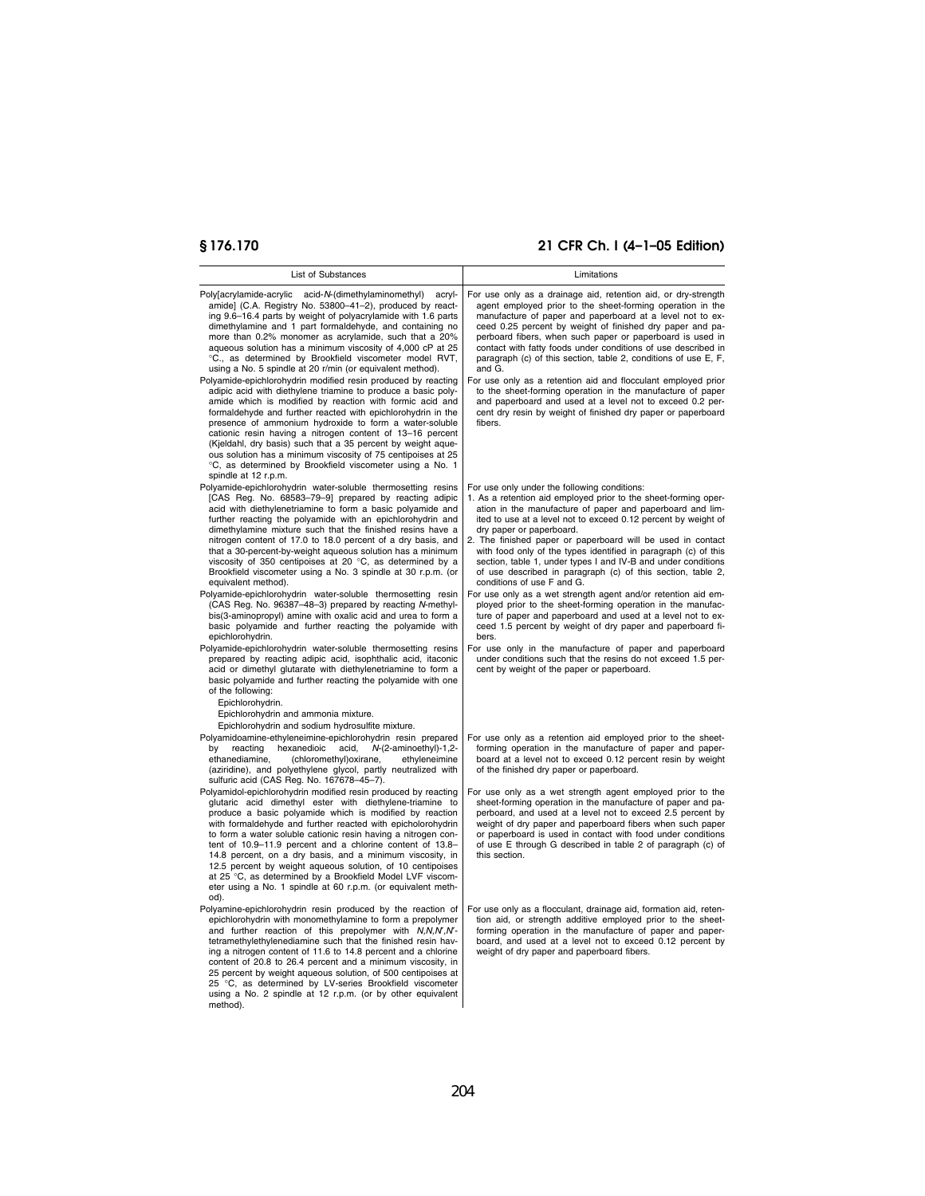| List of Substances | Limitations |
| --- | --- |
| Poly[acrylamide-acrylic acid-*N*-(dimethylaminomethyl) acrylamide] (C.A. Registry No. 53800–41–2), produced by reacting 9.6–16.4 parts by weight of polyacrylamide with 1.6 parts dimethylamine and 1 part formaldehyde, and containing no more than 0.2% monomer as acrylamide, such that a 20% aqueous solution has a minimum viscosity of 4,000 cP at 25 °C., as determined by Brookfield viscometer model RVT, using a No. 5 spindle at 20 r/min (or equivalent method). | For use only as a drainage aid, retention aid, or dry-strength agent employed prior to the sheet-forming operation in the manufacture of paper and paperboard at a level not to exceed 0.25 percent by weight of finished dry paper and paperboard fibers, when such paper or paperboard is used in contact with fatty foods under conditions of use described in paragraph (c) of this section, table 2, conditions of use E, F, and G. |
| Polyamide-epichlorohydrin modified resin produced by reacting adipic acid with diethylene triamine to produce a basic polyamide which is modified by reaction with formic acid and formaldehyde and further reacted with epichlorohydrin in the presence of ammonium hydroxide to form a water-soluble cationic resin having a nitrogen content of 13–16 percent (Kjeldahl, dry basis) such that a 35 percent by weight aqueous solution has a minimum viscosity of 75 centipoises at 25 °C, as determined by Brookfield viscometer using a No. 1 spindle at 12 r.p.m. | For use only as a retention aid and flocculant employed prior to the sheet-forming operation in the manufacture of paper and paperboard and used at a level not to exceed 0.2 percent dry resin by weight of finished dry paper or paperboard fibers. |
| Polyamide-epichlorohydrin water-soluble thermosetting resins [CAS Reg. No. 68583–79–9] prepared by reacting adipic acid with diethylenetriamine to form a basic polyamide and further reacting the polyamide with an epichlorohydrin and dimethylamine mixture such that the finished resins have a nitrogen content of 17.0 to 18.0 percent of a dry basis, and that a 30-percent-by-weight aqueous solution has a minimum viscosity of 350 centipoises at 20 °C, as determined by a Brookfield viscometer using a No. 3 spindle at 30 r.p.m. (or equivalent method). | For use only under the following conditions:<br>1. As a retention aid employed prior to the sheet-forming operation in the manufacture of paper and paperboard and limited to use at a level not to exceed 0.12 percent by weight of dry paper or paperboard.<br>2. The finished paper or paperboard will be used in contact with food only of the types identified in paragraph (c) of this section, table 1, under types I and IV-B and under conditions of use described in paragraph (c) of this section, table 2, conditions of use F and G. |
| Polyamide-epichlorohydrin water-soluble thermosetting resin (CAS Reg. No. 96387–48–3) prepared by reacting *N*-methylbis(3-aminopropyl) amine with oxalic acid and urea to form a basic polyamide and further reacting the polyamide with epichlorohydrin. | For use only as a wet strength agent and/or retention aid employed prior to the sheet-forming operation in the manufacture of paper and paperboard and used at a level not to exceed 1.5 percent by weight of dry paper and paperboard fibers. |
| Polyamide-epichlorohydrin water-soluble thermosetting resins prepared by reacting adipic acid, isophthalic acid, itaconic acid or dimethyl glutarate with diethylenetriamine to form a basic polyamide and further reacting the polyamide with one of the following:<br>Epichlorohydrin.<br>Epichlorohydrin and ammonia mixture.<br>Epichlorohydrin and sodium hydrosulfite mixture. | For use only in the manufacture of paper and paperboard under conditions such that the resins do not exceed 1.5 percent by weight of the paper or paperboard. |
| Polyamidoamine-ethyleneimine-epichlorohydrin resin prepared by reacting hexanedioic acid, *N*-(2-aminoethyl)-1,2-ethanediamine, (chloromethyl)oxirane, ethyleneimine (aziridine), and polyethylene glycol, partly neutralized with sulfuric acid (CAS Reg. No. 167678–45–7). | For use only as a retention aid employed prior to the sheet-forming operation in the manufacture of paper and paperboard at a level not to exceed 0.12 percent resin by weight of the finished dry paper or paperboard. |
| Polyamidol-epichlorohydrin modified resin produced by reacting glutaric acid dimethyl ester with diethylene-triamine to produce a basic polyamide which is modified by reaction with formaldehyde and further reacted with epicholorohydrin to form a water soluble cationic resin having a nitrogen content of 10.9–11.9 percent and a chlorine content of 13.8–14.8 percent, on a dry basis, and a minimum viscosity, in 12.5 percent by weight aqueous solution, of 10 centipoises at 25 °C, as determined by a Brookfield Model LVF viscometer using a No. 1 spindle at 60 r.p.m. (or equivalent method). | For use only as a wet strength agent employed prior to the sheet-forming operation in the manufacture of paper and paperboard, and used at a level not to exceed 2.5 percent by weight of dry paper and paperboard fibers when such paper or paperboard is used in contact with food under conditions of use E through G described in table 2 of paragraph (c) of this section. |
| Polyamine-epichlorohydrin resin produced by the reaction of epichlorohydrin with monomethylamine to form a prepolymer and further reaction of this prepolymer with *N,N,N′,N′*-tetramethylethylenediamine such that the finished resin having a nitrogen content of 11.6 to 14.8 percent and a chlorine content of 20.8 to 26.4 percent and a minimum viscosity, in 25 percent by weight aqueous solution, of 500 centipoises at 25 °C, as determined by LV-series Brookfield viscometer using a No. 2 spindle at 12 r.p.m. (or by other equivalent method). | For use only as a flocculant, drainage aid, formation aid, retention aid, or strength additive employed prior to the sheet-forming operation in the manufacture of paper and paperboard, and used at a level not to exceed 0.12 percent by weight of dry paper and paperboard fibers. |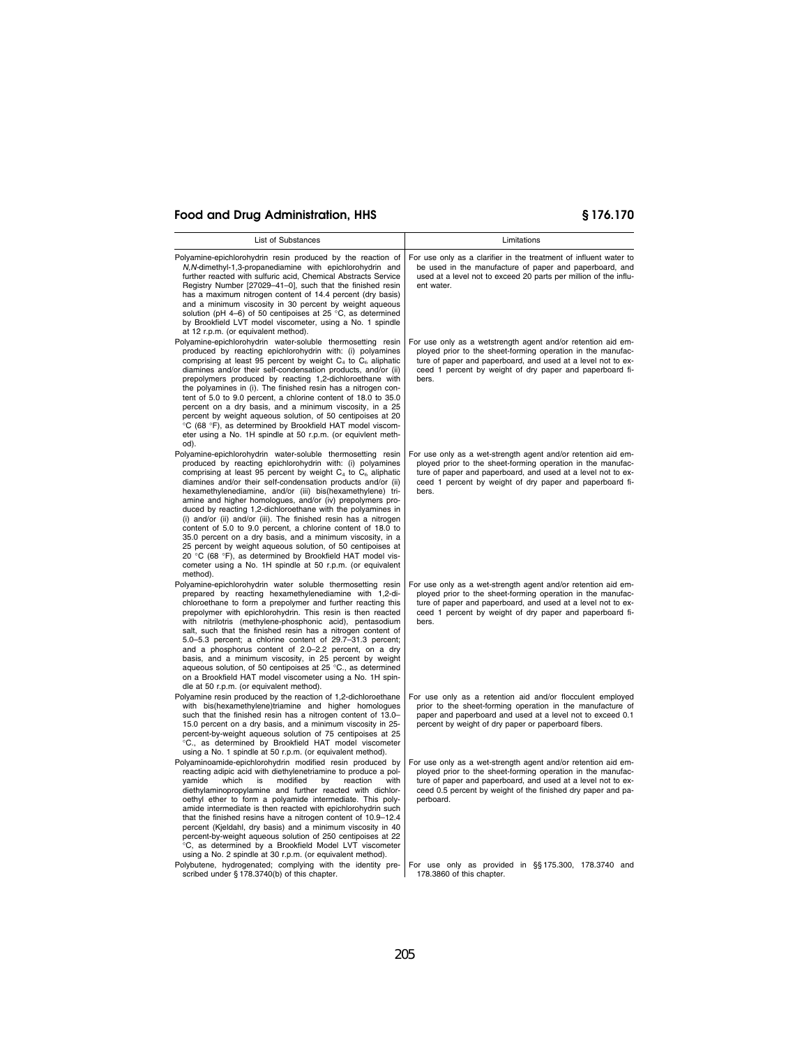| List of Substances | Limitations |
| --- | --- |
| Polyamine-epichlorohydrin resin produced by the reaction of *N,N*-dimethyl-1,3-propanediamine with epichlorohydrin and further reacted with sulfuric acid, Chemical Abstracts Service Registry Number [27029–41–0], such that the finished resin has a maximum nitrogen content of 14.4 percent (dry basis) and a minimum viscosity in 30 percent by weight aqueous solution (pH 4–6) of 50 centipoises at 25 °C, as determined by Brookfield LVT model viscometer, using a No. 1 spindle at 12 r.p.m. (or equivalent method). | For use only as a clarifier in the treatment of influent water to be used in the manufacture of paper and paperboard, and used at a level not to exceed 20 parts per million of the influent water. |
| Polyamine-epichlorohydrin water-soluble thermosetting resin produced by reacting epichlorohydrin with: (i) polyamines comprising at least 95 percent by weight $C_4$ to $C_6$ aliphatic diamines and/or their self-condensation products, and/or (ii) prepolymers produced by reacting 1,2-dichloroethane with the polyamines in (i). The finished resin has a nitrogen content of 5.0 to 9.0 percent, a chlorine content of 18.0 to 35.0 percent on a dry basis, and a minimum viscosity, in a 25 percent by weight aqueous solution, of 50 centipoises at 20 °C (68 °F), as determined by Brookfield HAT model viscometer using a No. 1H spindle at 50 r.p.m. (or equivlent method). | For use only as a wetstrength agent and/or retention aid employed prior to the sheet-forming operation in the manufacture of paper and paperboard, and used at a level not to exceed 1 percent by weight of dry paper and paperboard fibers. |
| Polyamine-epichlorohydrin water-soluble thermosetting resin produced by reacting epichlorohydrin with: (i) polyamines comprising at least 95 percent by weight $C_4$ to $C_6$ aliphatic diamines and/or their self-condensation products and/or (ii) hexamethylenediamine, and/or (iii) bis(hexamethylene) triamine and higher homologues, and/or (iv) prepolymers produced by reacting 1,2-dichloroethane with the polyamines in (i) and/or (ii) and/or (iii). The finished resin has a nitrogen content of 5.0 to 9.0 percent, a chlorine content of 18.0 to 35.0 percent on a dry basis, and a minimum viscosity, in a 25 percent by weight aqueous solution, of 50 centipoises at 20 °C (68 °F), as determined by Brookfield HAT model viscometer using a No. 1H spindle at 50 r.p.m. (or equivalent method). | For use only as a wet-strength agent and/or retention aid employed prior to the sheet-forming operation in the manufacture of paper and paperboard, and used at a level not to exceed 1 percent by weight of dry paper and paperboard fibers. |
| Polyamine-epichlorohydrin water soluble thermosetting resin prepared by reacting hexamethylenediamine with 1,2-dichloroethane to form a prepolymer and further reacting this prepolymer with epichlorohydrin. This resin is then reacted with nitrilotris (methylene-phosphonic acid), pentasodium salt, such that the finished resin has a nitrogen content of 5.0–5.3 percent; a chlorine content of 29.7–31.3 percent; and a phosphorus content of 2.0–2.2 percent, on a dry basis, and a minimum viscosity, in 25 percent by weight aqueous solution, of 50 centipoises at 25 °C., as determined on a Brookfield HAT model viscometer using a No. 1H spindle at 50 r.p.m. (or equivalent method). | For use only as a wet-strength agent and/or retention aid employed prior to the sheet-forming operation in the manufacture of paper and paperboard, and used at a level not to exceed 1 percent by weight of dry paper and paperboard fibers. |
| Polyamine resin produced by the reaction of 1,2-dichloroethane with bis(hexamethylene)triamine and higher homologues such that the finished resin has a nitrogen content of 13.0–15.0 percent on a dry basis, and a minimum viscosity in 25-percent-by-weight aqueous solution of 75 centipoises at 25 °C., as determined by Brookfield HAT model viscometer using a No. 1 spindle at 50 r.p.m. (or equivalent method). | For use only as a retention aid and/or flocculent employed prior to the sheet-forming operation in the manufacture of paper and paperboard and used at a level not to exceed 0.1 percent by weight of dry paper or paperboard fibers. |
| Polyaminoamide-epichlorohydrin modified resin produced by reacting adipic acid with diethylenetriamine to produce a polyamide which is modified by reaction with diethylaminopropylamine and further reacted with dichloroethyl ether to form a polyamide intermediate. This polyamide intermediate is then reacted with epichlorohydrin such that the finished resins have a nitrogen content of 10.9–12.4 percent (Kjeldahl, dry basis) and a minimum viscosity in 40 percent-by-weight aqueous solution of 250 centipoises at 22 °C, as determined by a Brookfield Model LVT viscometer using a No. 2 spindle at 30 r.p.m. (or equivalent method). | For use only as a wet-strength agent and/or retention aid employed prior to the sheet-forming operation in the manufacture of paper and paperboard, and used at a level not to exceed 0.5 percent by weight of the finished dry paper and paperboard. |
| Polybutene, hydrogenated; complying with the identity prescribed under § 178.3740(b) of this chapter. | For use only as provided in §§ 175.300, 178.3740 and 178.3860 of this chapter. |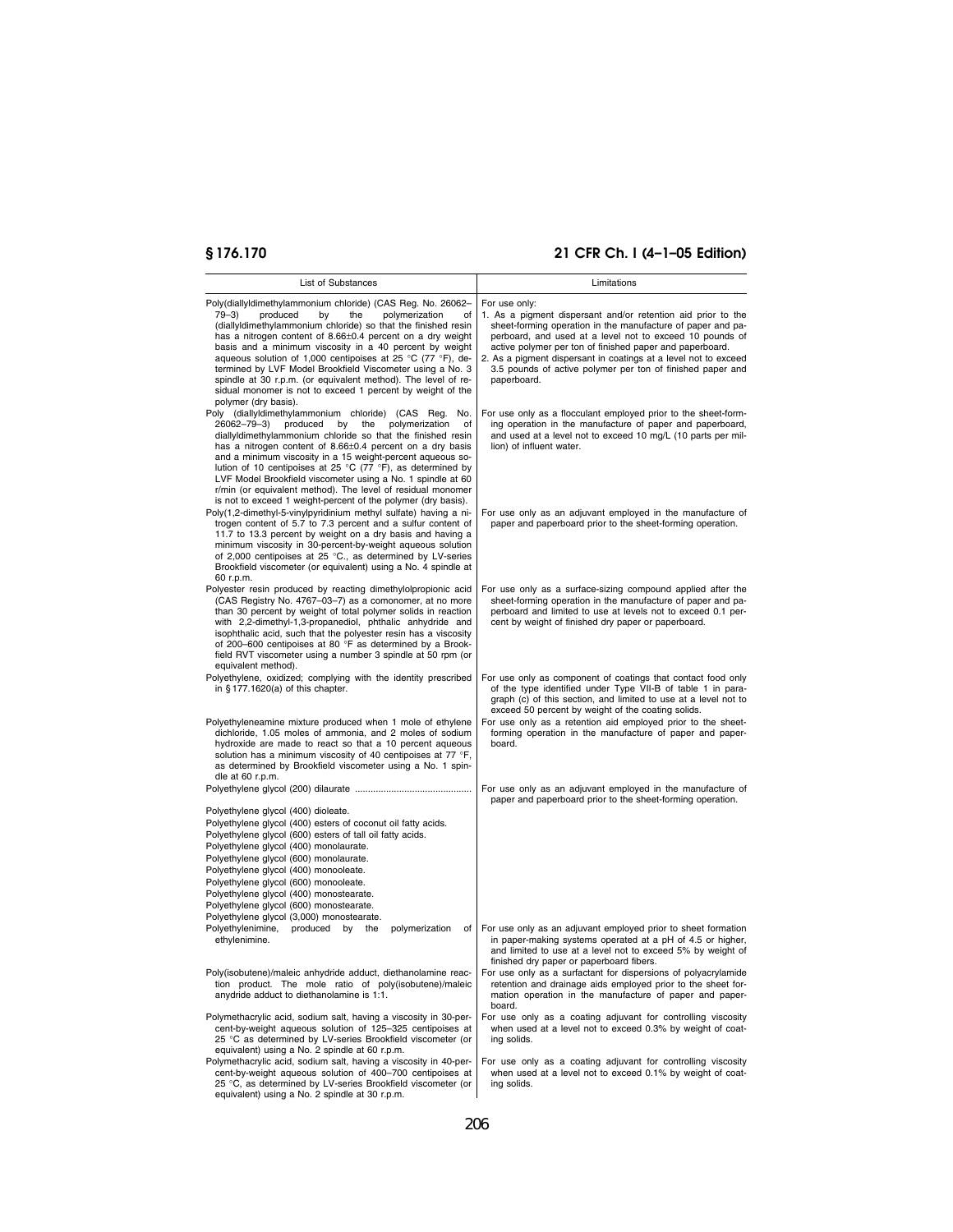| List of Substances | Limitations |
| --- | --- |
| Poly(diallyldimethylammonium chloride) (CAS Reg. No. 26062–79–3) produced by the polymerization of (diallyldimethylammonium chloride) so that the finished resin has a nitrogen content of 8.66±0.4 percent on a dry weight basis and a minimum viscosity in a 40 percent by weight aqueous solution of 1,000 centipoises at 25 °C (77 °F), determined by LVF Model Brookfield Viscometer using a No. 3 spindle at 30 r.p.m. (or equivalent method). The level of residual monomer is not to exceed 1 percent by weight of the polymer (dry basis). | For use only: 1. As a pigment dispersant and/or retention aid prior to the sheet-forming operation in the manufacture of paper and paperboard, and used at a level not to exceed 10 pounds of active polymer per ton of finished paper and paperboard. 2. As a pigment dispersant in coatings at a level not to exceed 3.5 pounds of active polymer per ton of finished paper and paperboard. |
| Poly (diallyldimethylammonium chloride) (CAS Reg. No. 26062–79–3) produced by the polymerization of diallyldimethylammonium chloride so that the finished resin has a nitrogen content of 8.66±0.4 percent on a dry basis and a minimum viscosity in a 15 weight-percent aqueous solution of 10 centipoises at 25 °C (77 °F), as determined by LVF Model Brookfield viscometer using a No. 1 spindle at 60 r/min (or equivalent method). The level of residual monomer is not to exceed 1 weight-percent of the polymer (dry basis). | For use only as a flocculant employed prior to the sheet-forming operation in the manufacture of paper and paperboard, and used at a level not to exceed 10 mg/L (10 parts per million) of influent water. |
| Poly(1,2-dimethyl-5-vinylpyridinium methyl sulfate) having a nitrogen content of 5.7 to 7.3 percent and a sulfur content of 11.7 to 13.3 percent by weight on a dry basis and having a minimum viscosity in 30-percent-by-weight aqueous solution of 2,000 centipoises at 25 °C., as determined by LV-series Brookfield viscometer (or equivalent) using a No. 4 spindle at 60 r.p.m. | For use only as an adjuvant employed in the manufacture of paper and paperboard prior to the sheet-forming operation. |
| Polyester resin produced by reacting dimethylolpropionic acid (CAS Registry No. 4767–03–7) as a comonomer, at no more than 30 percent by weight of total polymer solids in reaction with 2,2-dimethyl-1,3-propanediol, phthalic anhydride and isophthalic acid, such that the polyester resin has a viscosity of 200–600 centipoises at 80 °F as determined by a Brookfield RVT viscometer using a number 3 spindle at 50 rpm (or equivalent method). | For use only as a surface-sizing compound applied after the sheet-forming operation in the manufacture of paper and paperboard and limited to use at levels not to exceed 0.1 percent by weight of finished dry paper or paperboard. |
| Polyethylene, oxidized; complying with the identity prescribed in § 177.1620(a) of this chapter. | For use only as component of coatings that contact food only of the type identified under Type VII-B of table 1 in paragraph (c) of this section, and limited to use at a level not to exceed 50 percent by weight of the coating solids. |
| Polyethyleneamine mixture produced when 1 mole of ethylene dichloride, 1.05 moles of ammonia, and 2 moles of sodium hydroxide are made to react so that a 10 percent aqueous solution has a minimum viscosity of 40 centipoises at 77 °F, as determined by Brookfield viscometer using a No. 1 spindle at 60 r.p.m. | For use only as a retention aid employed prior to the sheet-forming operation in the manufacture of paper and paperboard. |
| Polyethylene glycol (200) dilaurate | For use only as an adjuvant employed in the manufacture of paper and paperboard prior to the sheet-forming operation. |
| Polyethylene glycol (400) dioleate. | |
| Polyethylene glycol (400) esters of coconut oil fatty acids. | |
| Polyethylene glycol (600) esters of tall oil fatty acids. | |
| Polyethylene glycol (400) monolaurate. | |
| Polyethylene glycol (600) monolaurate. | |
| Polyethylene glycol (400) monooleate. | |
| Polyethylene glycol (600) monooleate. | |
| Polyethylene glycol (400) monostearate. | |
| Polyethylene glycol (600) monostearate. | |
| Polyethylene glycol (3,000) monostearate. | |
| Polyethylenimine, produced by the polymerization of ethylenimine. | For use only as an adjuvant employed prior to sheet formation in paper-making systems operated at a pH of 4.5 or higher, and limited to use at a level not to exceed 5% by weight of finished dry paper or paperboard fibers. |
| Poly(isobutene)/maleic anhydride adduct, diethanolamine reaction product. The mole ratio of poly(isobutene)/maleic anhydride adduct to diethanolamine is 1:1. | For use only as a surfactant for dispersions of polyacrylamide retention and drainage aids employed prior to the sheet formation operation in the manufacture of paper and paperboard. |
| Polymethacrylic acid, sodium salt, having a viscosity in 30-percent-by-weight aqueous solution of 125–325 centipoises at 25 °C as determined by LV-series Brookfield viscometer (or equivalent) using a No. 2 spindle at 60 r.p.m. | For use only as a coating adjuvant for controlling viscosity when used at a level not to exceed 0.3% by weight of coating solids. |
| Polymethacrylic acid, sodium salt, having a viscosity in 40-percent-by-weight aqueous solution of 400–700 centipoises at 25 °C, as determined by LV-series Brookfield viscometer (or equivalent) using a No. 2 spindle at 30 r.p.m. | For use only as a coating adjuvant for controlling viscosity when used at a level not to exceed 0.1% by weight of coating solids. |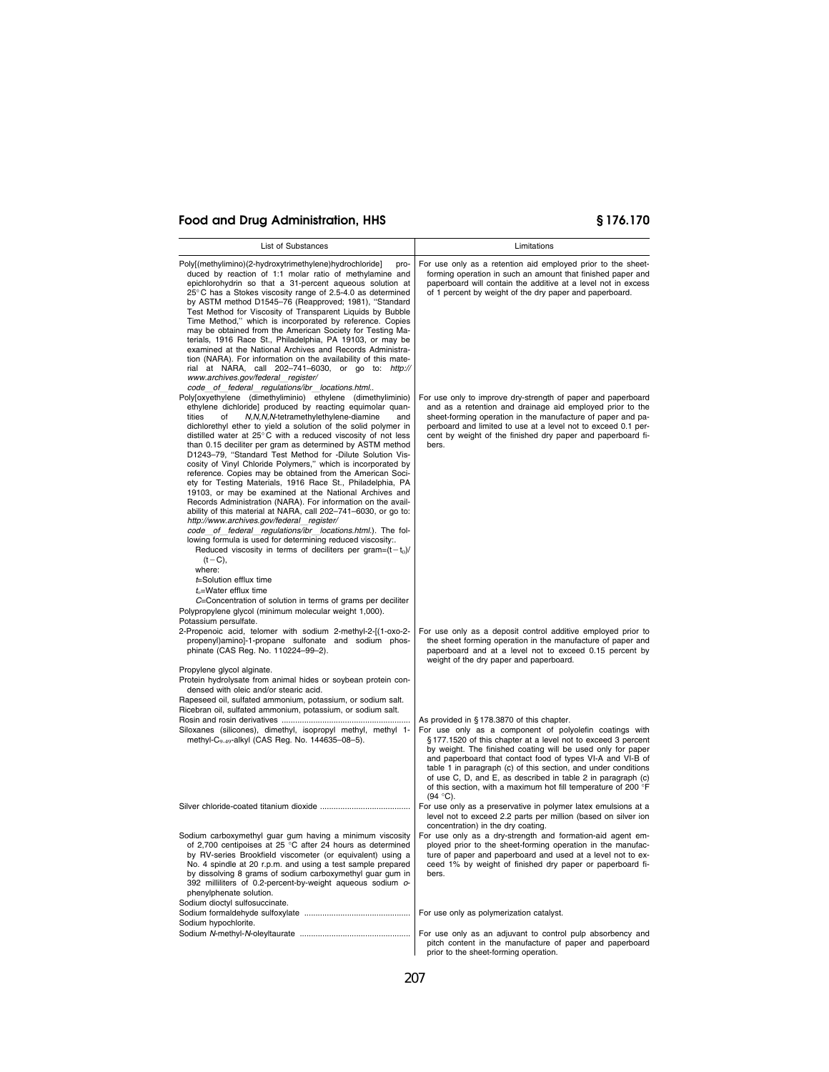| List of Substances | Limitations |
|---|---|
| Poly[(methylimino)(2-hydroxytrimethylene)hydrochloride] produced by reaction of 1:1 molar ratio of methylamine and epichlorohydrin so that a 31-percent aqueous solution at 25 °C has a Stokes viscosity range of 2.5-4.0 as determined by ASTM method D1545–76 (Reapproved; 1981), "Standard Test Method for Viscosity of Transparent Liquids by Bubble Time Method," which is incorporated by reference. Copies may be obtained from the American Society for Testing Materials, 1916 Race St., Philadelphia, PA 19103, or may be examined at the National Archives and Records Administration (NARA). For information on the availability of this material at NARA, call 202–741–6030, or go to: *http://www.archives.gov/federal_register/code_of_federal_regulations/ibr_locations.html.*. | For use only as a retention aid employed prior to the sheet-forming operation in such an amount that finished paper and paperboard will contain the additive at a level not in excess of 1 percent by weight of the dry paper and paperboard. |
| Poly[oxyethylene (dimethyliminio) ethylene (dimethyliminio) ethylene dichloride] produced by reacting equimolar quantities of *N,N,N,N*-tetramethylethylene-diamine and dichlorethyl ether to yield a solution of the solid polymer in distilled water at 25 °C with a reduced viscosity of not less than 0.15 deciliter per gram as determined by ASTM method D1243–79, "Standard Test Method for -Dilute Solution Viscosity of Vinyl Chloride Polymers," which is incorporated by reference. Copies may be obtained from the American Society for Testing Materials, 1916 Race St., Philadelphia, PA 19103, or may be examined at the National Archives and Records Administration (NARA). For information on the availability of this material at NARA, call 202–741–6030, or go to: *http://www.archives.gov/federal_register/code_of_federal_regulations/ibr_locations.html.*). The following formula is used for determining reduced viscosity:. Reduced viscosity in terms of deciliters per gram=$(t-t_0)/(t-C)$, where: $t$=Solution efflux time; $t_0$=Water efflux time; $C$=Concentration of solution in terms of grams per deciliter | For use only to improve dry-strength of paper and paperboard and as a retention and drainage aid employed prior to the sheet-forming operation in the manufacture of paper and paperboard and limited to use at a level not to exceed 0.1 percent by weight of the finished dry paper and paperboard fibers. |
| Polypropylene glycol (minimum molecular weight 1,000). | |
| Potassium persulfate. | |
| 2-Propenoic acid, telomer with sodium 2-methyl-2-[(1-oxo-2-propenyl)amino]-1-propane sulfonate and sodium phosphinate (CAS Reg. No. 110224–99–2). | For use only as a deposit control additive employed prior to the sheet forming operation in the manufacture of paper and paperboard and at a level not to exceed 0.15 percent by weight of the dry paper and paperboard. |
| Propylene glycol alginate. | |
| Protein hydrolysate from animal hides or soybean protein condensed with oleic and/or stearic acid. | |
| Rapeseed oil, sulfated ammonium, potassium, or sodium salt. | |
| Ricebran oil, sulfated ammonium, potassium, or sodium salt. | |
| Rosin and rosin derivatives | As provided in § 178.3870 of this chapter. |
| Siloxanes (silicones), dimethyl, isopropyl methyl, methyl 1-methyl-$C_{9-49}$-alkyl (CAS Reg. No. 144635–08–5). | For use only as a component of polyolefin coatings with § 177.1520 of this chapter at a level not to exceed 3 percent by weight. The finished coating will be used only for paper and paperboard that contact food of types VI-A and VI-B of table 1 in paragraph (c) of this section, and under conditions of use C, D, and E, as described in table 2 in paragraph (c) of this section, with a maximum hot fill temperature of 200 °F (94 °C). |
| Silver chloride-coated titanium dioxide | For use only as a preservative in polymer latex emulsions at a level not to exceed 2.2 parts per million (based on silver ion concentration) in the dry coating. |
| Sodium carboxymethyl guar gum having a minimum viscosity of 2,700 centipoises at 25 °C after 24 hours as determined by RV-series Brookfield viscometer (or equivalent) using a No. 4 spindle at 20 r.p.m. and using a test sample prepared by dissolving 8 grams of sodium carboxymethyl guar gum in 392 milliliters of 0.2-percent-by-weight aqueous sodium *o*-phenylphenate solution. | For use only as a dry-strength and formation-aid agent employed prior to the sheet-forming operation in the manufacture of paper and paperboard and used at a level not to exceed 1% by weight of finished dry paper or paperboard fibers. |
| Sodium dioctyl sulfosuccinate. | |
| Sodium formaldehyde sulfoxylate | For use only as polymerization catalyst. |
| Sodium hypochlorite. | |
| Sodium *N*-methyl-*N*-oleyltaurate | For use only as an adjuvant to control pulp absorbency and pitch content in the manufacture of paper and paperboard prior to the sheet-forming operation. |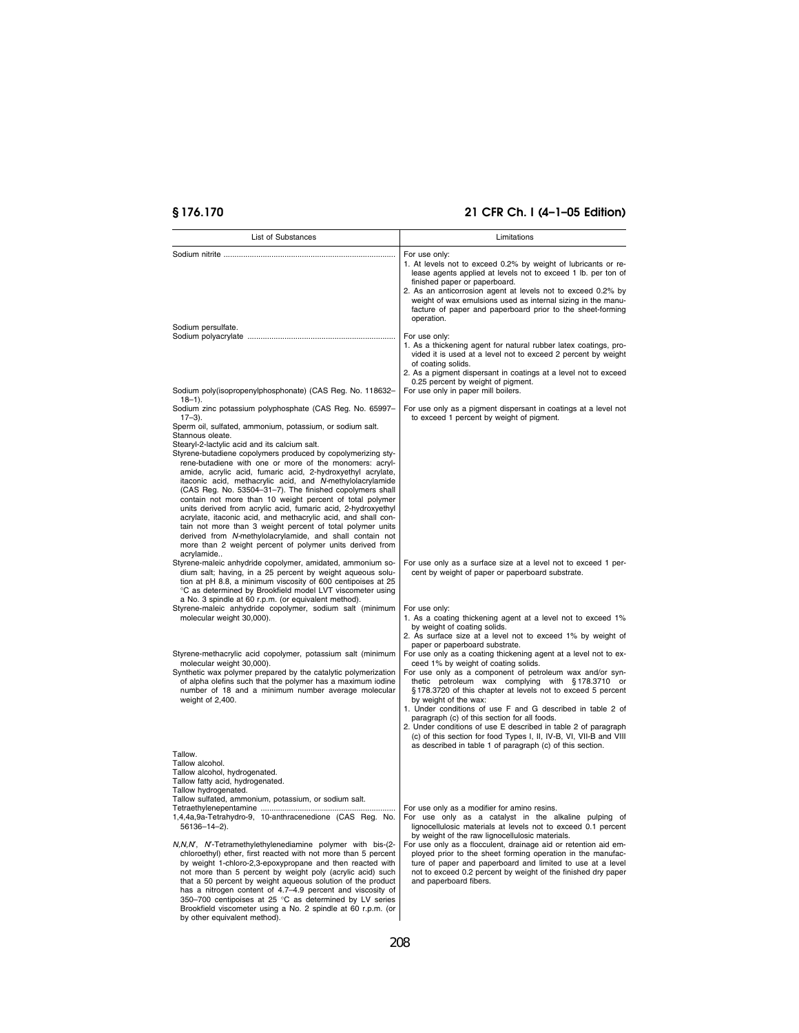| List of Substances | Limitations |
|---|---|
| Sodium nitrite | For use only: 1. At levels not to exceed 0.2% by weight of lubricants or release agents applied at levels not to exceed 1 lb. per ton of finished paper or paperboard. 2. As an anticorrosion agent at levels not to exceed 0.2% by weight of wax emulsions used as internal sizing in the manufacture of paper and paperboard prior to the sheet-forming operation. |
| Sodium persulfate. | |
| Sodium polyacrylate | For use only: 1. As a thickening agent for natural rubber latex coatings, provided it is used at a level not to exceed 2 percent by weight of coating solids. 2. As a pigment dispersant in coatings at a level not to exceed 0.25 percent by weight of pigment. |
| Sodium poly(isopropenylphosphonate) (CAS Reg. No. 118632–18–1). | For use only in paper mill boilers. |
| Sodium zinc potassium polyphosphate (CAS Reg. No. 65997–17–3). | For use only as a pigment dispersant in coatings at a level not to exceed 1 percent by weight of pigment. |
| Sperm oil, sulfated, ammonium, potassium, or sodium salt. | |
| Stannous oleate. | |
| Stearyl-2-lactylic acid and its calcium salt. | |
| Styrene-butadiene copolymers produced by copolymerizing styrene-butadiene with one or more of the monomers: acrylamide, acrylic acid, fumaric acid, 2-hydroxyethyl acrylate, itaconic acid, methacrylic acid, and *N*-methylolacrylamide (CAS Reg. No. 53504–31–7). The finished copolymers shall contain not more than 10 weight percent of total polymer units derived from acrylic acid, fumaric acid, 2-hydroxyethyl acrylate, itaconic acid, and methacrylic acid, and shall contain not more than 3 weight percent of total polymer units derived from *N*-methylolacrylamide, and shall contain not more than 2 weight percent of polymer units derived from acrylamide.. | |
| Styrene-maleic anhydride copolymer, amidated, ammonium sodium salt; having, in a 25 percent by weight aqueous solution at pH 8.8, a minimum viscosity of 600 centipoises at 25 °C as determined by Brookfield model LVT viscometer using a No. 3 spindle at 60 r.p.m. (or equivalent method). | For use only as a surface size at a level not to exceed 1 percent by weight of paper or paperboard substrate. |
| Styrene-maleic anhydride copolymer, sodium salt (minimum molecular weight 30,000). | For use only: 1. As a coating thickening agent at a level not to exceed 1% by weight of coating solids. 2. As surface size at a level not to exceed 1% by weight of paper or paperboard substrate. |
| Styrene-methacrylic acid copolymer, potassium salt (minimum molecular weight 30,000). | For use only as a coating thickening agent at a level not to exceed 1% by weight of coating solids. |
| Synthetic wax polymer prepared by the catalytic polymerization of alpha olefins such that the polymer has a maximum iodine number of 18 and a minimum number average molecular weight of 2,400. | For use only as a component of petroleum wax and/or synthetic petroleum wax complying with §178.3710 or §178.3720 of this chapter at levels not to exceed 5 percent by weight of the wax: 1. Under conditions of use F and G described in table 2 of paragraph (c) of this section for all foods. 2. Under conditions of use E described in table 2 of paragraph (c) of this section for food Types I, II, IV-B, VI, VII-B and VIII as described in table 1 of paragraph (c) of this section. |
| Tallow. | |
| Tallow alcohol. | |
| Tallow alcohol, hydrogenated. | |
| Tallow fatty acid, hydrogenated. | |
| Tallow hydrogenated. | |
| Tallow sulfated, ammonium, potassium, or sodium salt. | |
| Tetraethylenepentamine | For use only as a modifier for amino resins. |
| 1,4,4a,9a-Tetrahydro-9, 10-anthracenedione (CAS Reg. No. 56136–14–2). | For use only as a catalyst in the alkaline pulping of lignocellulosic materials at levels not to exceed 0.1 percent by weight of the raw lignocellulosic materials. |
| *N,N,N′, N′*-Tetramethylethylenediamine polymer with bis-(2-chloroethyl) ether, first reacted with not more than 5 percent by weight 1-chloro-2,3-epoxypropane and then reacted with not more than 5 percent by weight poly (acrylic acid) such that a 50 percent by weight aqueous solution of the product has a nitrogen content of 4.7–4.9 percent and viscosity of 350–700 centipoises at 25 °C as determined by LV series Brookfield viscometer using a No. 2 spindle at 60 r.p.m. (or by other equivalent method). | For use only as a flocculent, drainage aid or retention aid employed prior to the sheet forming operation in the manufacture of paper and paperboard and limited to use at a level not to exceed 0.2 percent by weight of the finished dry paper and paperboard fibers. |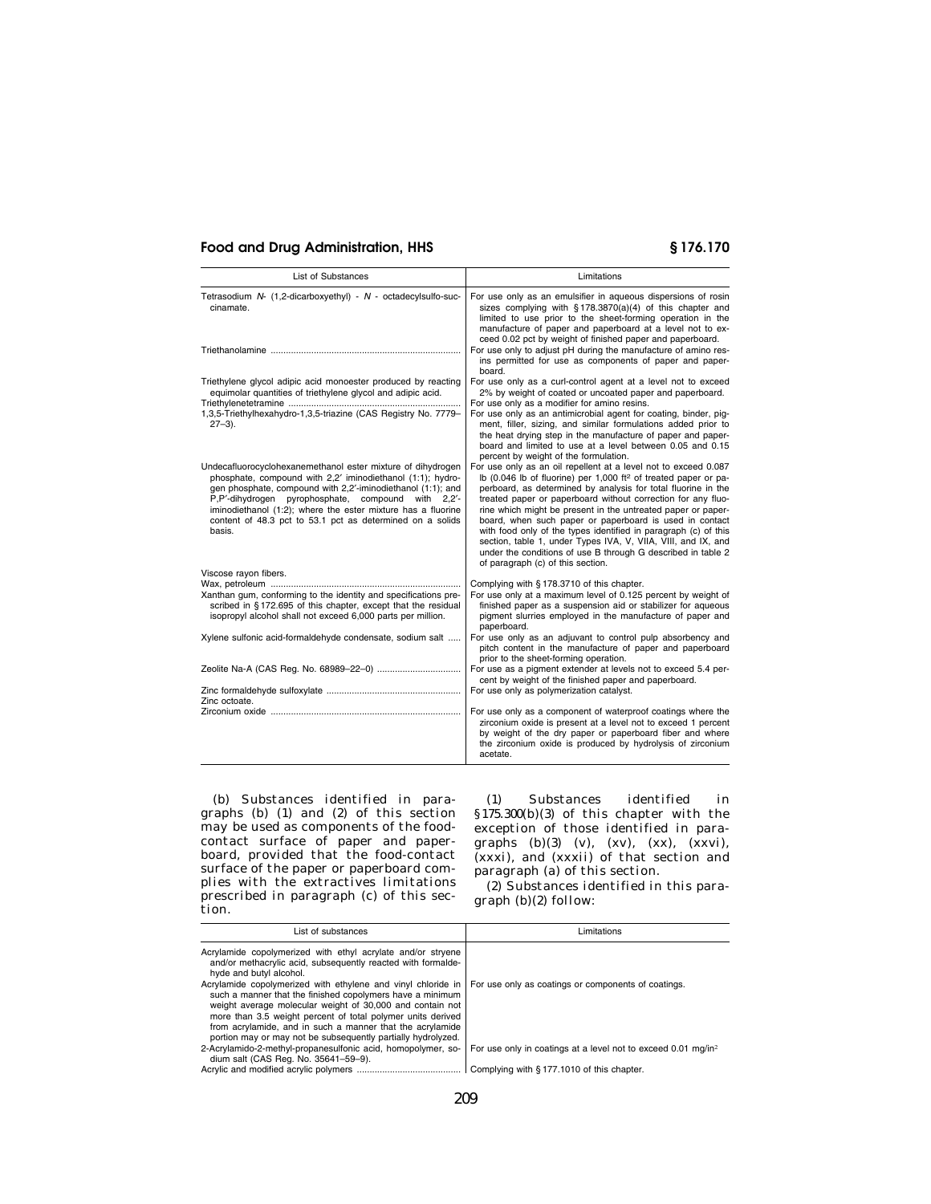| List of Substances | Limitations |
|---|---|
| Tetrasodium *N*- (1,2-dicarboxyethyl) - *N* - octadecylsulfo-succinamate. | For use only as an emulsifier in aqueous dispersions of rosin sizes complying with § 178.3870(a)(4) of this chapter and limited to use prior to the sheet-forming operation in the manufacture of paper and paperboard at a level not to exceed 0.02 pct by weight of finished paper and paperboard. |
| Triethanolamine | For use only to adjust pH during the manufacture of amino resins permitted for use as components of paper and paperboard. |
| Triethylene glycol adipic acid monoester produced by reacting equimolar quantities of triethylene glycol and adipic acid. | For use only as a curl-control agent at a level not to exceed 2% by weight of coated or uncoated paper and paperboard. |
| Triethylenetetramine | For use only as a modifier for amino resins. |
| 1,3,5-Triethylhexahydro-1,3,5-triazine (CAS Registry No. 7779–27–3). | For use only as an antimicrobial agent for coating, binder, pigment, filler, sizing, and similar formulations added prior to the heat drying step in the manufacture of paper and paperboard and limited to use at a level between 0.05 and 0.15 percent by weight of the formulation. |
| Undecafluorocyclohexanemethanol ester mixture of dihydrogen phosphate, compound with 2,2′ iminodiethanol (1:1); hydrogen phosphate, compound with 2,2′-iminodiethanol (1:1); and P,P′-dihydrogen pyrophosphate, compound with 2,2′-iminodiethanol (1:2); where the ester mixture has a fluorine content of 48.3 pct to 53.1 pct as determined on a solids basis. | For use only as an oil repellent at a level not to exceed 0.087 lb (0.046 lb of fluorine) per 1,000 ft² of treated paper or paperboard, as determined by analysis for total fluorine in the treated paper or paperboard without correction for any fluorine which might be present in the untreated paper or paperboard, when such paper or paperboard is used in contact with food only of the types identified in paragraph (c) of this section, table 1, under Types IVA, V, VIIA, VIII, and IX, and under the conditions of use B through G described in table 2 of paragraph (c) of this section. |
| Viscose rayon fibers. | |
| Wax, petroleum | Complying with § 178.3710 of this chapter. |
| Xanthan gum, conforming to the identity and specifications prescribed in § 172.695 of this chapter, except that the residual isopropyl alcohol shall not exceed 6,000 parts per million. | For use only at a maximum level of 0.125 percent by weight of finished paper as a suspension aid or stabilizer for aqueous pigment slurries employed in the manufacture of paper and paperboard. |
| Xylene sulfonic acid-formaldehyde condensate, sodium salt | For use only as an adjuvant to control pulp absorbency and pitch content in the manufacture of paper and paperboard prior to the sheet-forming operation. |
| Zeolite Na-A (CAS Reg. No. 68989–22–0) | For use as a pigment extender at levels not to exceed 5.4 percent by weight of the finished paper and paperboard. |
| Zinc formaldehyde sulfoxylate | For use only as polymerization catalyst. |
| Zinc octoate. | |
| Zirconium oxide | For use only as a component of waterproof coatings where the zirconium oxide is present at a level not to exceed 1 percent by weight of the dry paper or paperboard fiber and where the zirconium oxide is produced by hydrolysis of zirconium acetate. |

(b) Substances identified in paragraphs (b) (1) and (2) of this section may be used as components of the food-contact surface of paper and paperboard, provided that the food-contact surface of the paper or paperboard complies with the extractives limitations prescribed in paragraph (c) of this section.

(1) Substances identified in § 175.300(b)(3) of this chapter with the exception of those identified in paragraphs (b)(3) (v), (xv), (xx), (xxvi), (xxxi), and (xxxii) of that section and paragraph (a) of this section.

(2) Substances identified in this paragraph (b)(2) follow:

| List of substances | Limitations |
|---|---|
| Acrylamide copolymerized with ethyl acrylate and/or styrene and/or methacrylic acid, subsequently reacted with formaldehyde and butyl alcohol. | |
| Acrylamide copolymerized with ethylene and vinyl chloride in such a manner that the finished copolymers have a minimum weight average molecular weight of 30,000 and contain not more than 3.5 weight percent of total polymer units derived from acrylamide, and in such a manner that the acrylamide portion may or may not be subsequently partially hydrolyzed. | For use only as coatings or components of coatings. |
| 2-Acrylamido-2-methyl-propanesulfonic acid, homopolymer, sodium salt (CAS Reg. No. 35641–59–9). | For use only in coatings at a level not to exceed 0.01 mg/in² |
| Acrylic and modified acrylic polymers | Complying with § 177.1010 of this chapter. |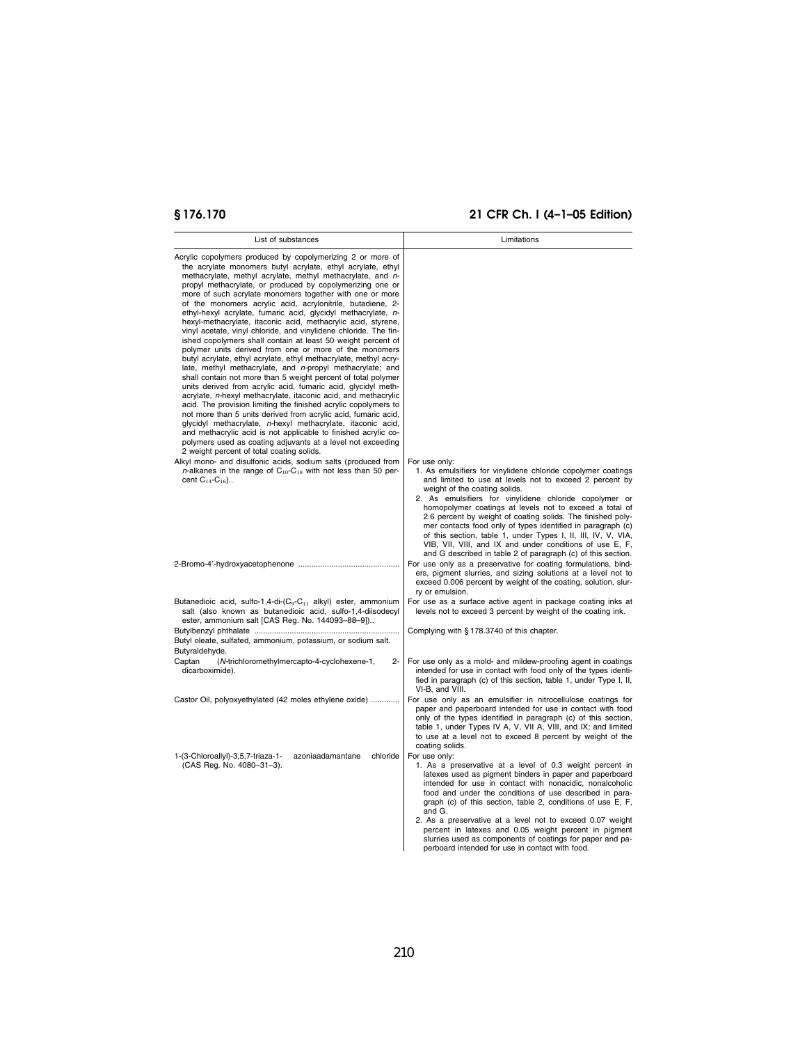| List of substances | Limitations |
|---|---|
| Acrylic copolymers produced by copolymerizing 2 or more of the acrylate monomers butyl acrylate, ethyl acrylate, ethyl methacrylate, methyl acrylate, methyl methacrylate, and *n*-propyl methacrylate, or produced by copolymerizing one or more of such acrylate monomers together with one or more of the monomers acrylic acid, acrylonitrile, butadiene, 2-ethyl-hexyl acrylate, fumaric acid, glycidyl methacrylate, *n*-hexyl-methacrylate, itaconic acid, methacrylic acid, styrene, vinyl acetate, vinyl chloride, and vinylidene chloride. The finished copolymers shall contain at least 50 weight percent of polymer units derived from one or more of the monomers butyl acrylate, ethyl acrylate, ethyl methacrylate, methyl acrylate, methyl methacrylate, and *n*-propyl methacrylate; and shall contain not more than 5 weight percent of total polymer units derived from acrylic acid, fumaric acid, glycidyl methacrylate, *n*-hexyl methacrylate, itaconic acid, and methacrylic acid. The provision limiting the finished acrylic copolymers to not more than 5 units derived from acrylic acid, fumaric acid, glycidyl methacrylate, *n*-hexyl methacrylate, itaconic acid, and methacrylic acid is not applicable to finished acrylic copolymers used as coating adjuvants at a level not exceeding 2 weight percent of total coating solids. | |
| Alkyl mono- and disulfonic acids, sodium salts (produced from *n*-alkanes in the range of $C_{10}$-$C_{18}$ with not less than 50 percent $C_{14}$-$C_{16}$).. | For use only:<br>1. As emulsifiers for vinylidene chloride copolymer coatings and limited to use at levels not to exceed 2 percent by weight of the coating solids.<br>2. As emulsifiers for vinylidene chloride copolymer or homopolymer coatings at levels not to exceed a total of 2.6 percent by weight of coating solids. The finished polymer contacts food only of types identified in paragraph (c) of this section, table 1, under Types I, II, III, IV, V, VIA, VIB, VII, VIII, and IX and under conditions of use E, F, and G described in table 2 of paragraph (c) of this section. |
| 2-Bromo-4′-hydroxyacetophenone | For use only as a preservative for coating formulations, binders, pigment slurries, and sizing solutions at a level not to exceed 0.006 percent by weight of the coating, solution, slurry or emulsion. |
| Butanedioic acid, sulfo-1,4-di-($C_9$-$C_{11}$ alkyl) ester, ammonium salt (also known as butanedioic acid, sulfo-1,4-diisodecyl ester, ammonium salt [CAS Reg. No. 144093–88–9]).. | For use as a surface active agent in package coating inks at levels not to exceed 3 percent by weight of the coating ink. |
| Butylbenzyl phthalate | Complying with § 178.3740 of this chapter. |
| Butyl oleate, sulfated, ammonium, potassium, or sodium salt. | |
| Butyraldehyde. | |
| Captan (*N*-trichloromethylmercapto-4-cyclohexene-1, 2-dicarboximide). | For use only as a mold- and mildew-proofing agent in coatings intended for use in contact with food only of the types identified in paragraph (c) of this section, table 1, under Type I, II, VI-B, and VIII. |
| Castor Oil, polyoxyethylated (42 moles ethylene oxide) | For use only as an emulsifier in nitrocellulose coatings for paper and paperboard intended for use in contact with food only of the types identified in paragraph (c) of this section, table 1, under Types IV A, V, VII A, VIII, and IX; and limited to use at a level not to exceed 8 percent by weight of the coating solids. |
| 1-(3-Chloroallyl)-3,5,7-triaza-1- azoniaadamantane chloride (CAS Reg. No. 4080–31–3). | For use only:<br>1. As a preservative at a level of 0.3 weight percent in latexes used as pigment binders in paper and paperboard intended for use in contact with nonacidic, nonalcoholic food and under the conditions of use described in paragraph (c) of this section, table 2, conditions of use E, F, and G.<br>2. As a preservative at a level not to exceed 0.07 weight percent in latexes and 0.05 weight percent in pigment slurries used as components of coatings for paper and paperboard intended for use in contact with food. |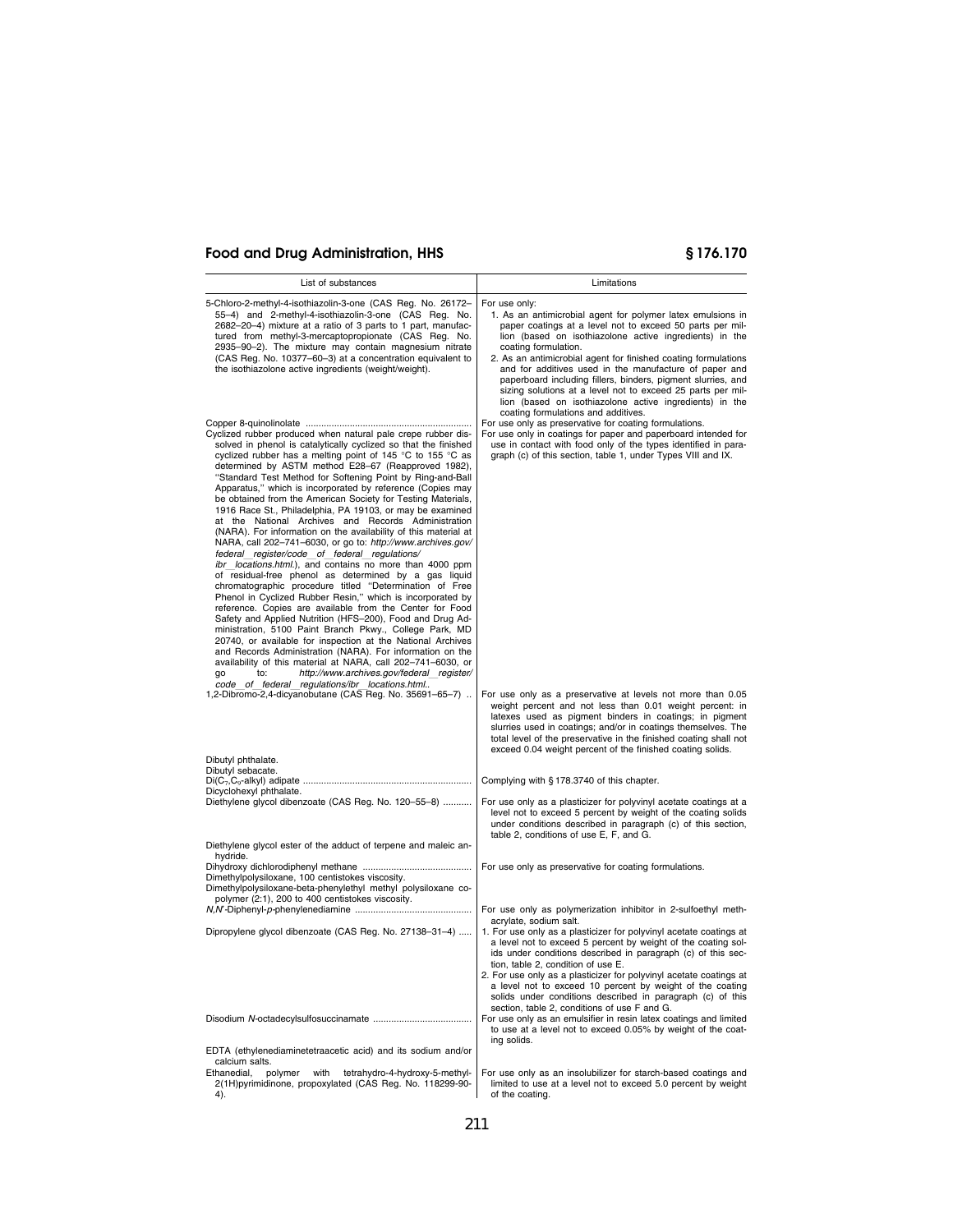| List of substances | Limitations |
|---|---|
| 5-Chloro-2-methyl-4-isothiazolin-3-one (CAS Reg. No. 26172–55–4) and 2-methyl-4-isothiazolin-3-one (CAS Reg. No. 2682–20–4) mixture at a ratio of 3 parts to 1 part, manufactured from methyl-3-mercaptopropionate (CAS Reg. No. 2935–90–2). The mixture may contain magnesium nitrate (CAS Reg. No. 10377–60–3) at a concentration equivalent to the isothiazolone active ingredients (weight/weight). | For use only: 1. As an antimicrobial agent for polymer latex emulsions in paper coatings at a level not to exceed 50 parts per million (based on isothiazolone active ingredients) in the coating formulation. 2. As an antimicrobial agent for finished coating formulations and for additives used in the manufacture of paper and paperboard including fillers, binders, pigment slurries, and sizing solutions at a level not to exceed 25 parts per million (based on isothiazolone active ingredients) in the coating formulations and additives. |
| Copper 8-quinolinolate | For use only as preservative for coating formulations. |
| Cyclized rubber produced when natural pale crepe rubber dissolved in phenol is catalytically cyclized so that the finished cyclized rubber has a melting point of 145 °C to 155 °C as determined by ASTM method E28–67 (Reapproved 1982), "Standard Test Method for Softening Point by Ring-and-Ball Apparatus," which is incorporated by reference (Copies may be obtained from the American Society for Testing Materials, 1916 Race St., Philadelphia, PA 19103, or may be examined at the National Archives and Records Administration (NARA). For information on the availability of this material at NARA, call 202–741–6030, or go to: *http://www.archives.gov/federal_register/code_of_federal_regulations/ibr_locations.html*.), and contains no more than 4000 ppm of residual-free phenol as determined by a gas liquid chromatographic procedure titled "Determination of Free Phenol in Cyclized Rubber Resin," which is incorporated by reference. Copies are available from the Center for Food Safety and Applied Nutrition (HFS–200), Food and Drug Administration, 5100 Paint Branch Pkwy., College Park, MD 20740, or available for inspection at the National Archives and Records Administration (NARA). For information on the availability of this material at NARA, call 202–741–6030, or go to: *http://www.archives.gov/federal_register/code_of_federal_regulations/ibr_locations.html*.. | For use only in coatings for paper and paperboard intended for use in contact with food only of the types identified in paragraph (c) of this section, table 1, under Types VIII and IX. |
| 1,2-Dibromo-2,4-dicyanobutane (CAS Reg. No. 35691–65–7) | For use only as a preservative at levels not more than 0.05 weight percent and not less than 0.01 weight percent: in latexes used as pigment binders in coatings; in pigment slurries used in coatings; and/or in coatings themselves. The total level of the preservative in the finished coating shall not exceed 0.04 weight percent of the finished coating solids. |
| Dibutyl phthalate. | |
| Dibutyl sebacate. | |
| Di($C_7$,$C_9$-alkyl) adipate | Complying with § 178.3740 of this chapter. |
| Dicyclohexyl phthalate. | |
| Diethylene glycol dibenzoate (CAS Reg. No. 120–55–8) | For use only as a plasticizer for polyvinyl acetate coatings at a level not to exceed 5 percent by weight of the coating solids under conditions described in paragraph (c) of this section, table 2, conditions of use E, F, and G. |
| Diethylene glycol ester of the adduct of terpene and maleic anhydride. | |
| Dihydroxy dichlorodiphenyl methane | For use only as preservative for coating formulations. |
| Dimethylpolysiloxane, 100 centistokes viscosity. | |
| Dimethylpolysiloxane-beta-phenylethyl methyl polysiloxane copolymer (2:1), 200 to 400 centistokes viscosity. | |
| *N,N'*-Diphenyl-*p*-phenylenediamine | For use only as polymerization inhibitor in 2-sulfoethyl methacrylate, sodium salt. |
| Dipropylene glycol dibenzoate (CAS Reg. No. 27138–31–4) | 1. For use only as a plasticizer for polyvinyl acetate coatings at a level not to exceed 5 percent by weight of the coating solids under conditions described in paragraph (c) of this section, table 2, condition of use E. 2. For use only as a plasticizer for polyvinyl acetate coatings at a level not to exceed 10 percent by weight of the coating solids under conditions described in paragraph (c) of this section, table 2, conditions of use F and G. |
| Disodium *N*-octadecylsulfosuccinamate | For use only as an emulsifier in resin latex coatings and limited to use at a level not to exceed 0.05% by weight of the coating solids. |
| EDTA (ethylenediaminetetraacetic acid) and its sodium and/or calcium salts. | |
| Ethanedial, polymer with tetrahydro-4-hydroxy-5-methyl-2(1H)pyrimidinone, propoxylated (CAS Reg. No. 118299-90-4). | For use only as an insolubilizer for starch-based coatings and limited to use at a level not to exceed 5.0 percent by weight of the coating. |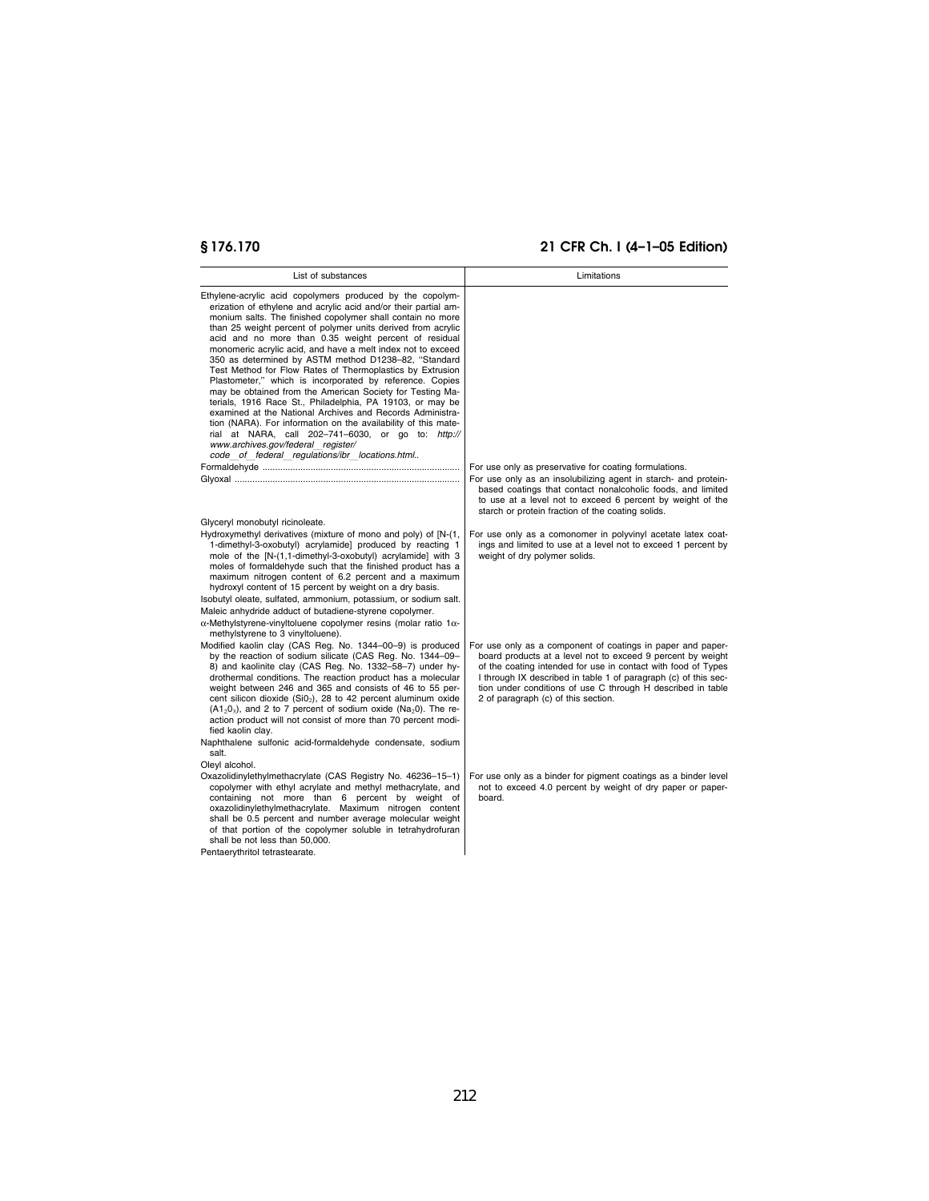| List of substances | Limitations |
|---|---|
| Ethylene-acrylic acid copolymers produced by the copolymerization of ethylene and acrylic acid and/or their partial ammonium salts. The finished copolymer shall contain no more than 25 weight percent of polymer units derived from acrylic acid and no more than 0.35 weight percent of residual monomeric acrylic acid, and have a melt index not to exceed 350 as determined by ASTM method D1238–82, "Standard Test Method for Flow Rates of Thermoplastics by Extrusion Plastometer," which is incorporated by reference. Copies may be obtained from the American Society for Testing Materials, 1916 Race St., Philadelphia, PA 19103, or may be examined at the National Archives and Records Administration (NARA). For information on the availability of this material at NARA, call 202–741–6030, or go to: *http://www.archives.gov/federal_register/code_of_federal_regulations/ibr_locations.html.*. | |
| Formaldehyde | For use only as preservative for coating formulations. |
| Glyoxal | For use only as an insolubilizing agent in starch- and protein-based coatings that contact nonalcoholic foods, and limited to use at a level not to exceed 6 percent by weight of the starch or protein fraction of the coating solids. |
| Glyceryl monobutyl ricinoleate. | |
| Hydroxymethyl derivatives (mixture of mono and poly) of [N-(1, 1-dimethyl-3-oxobutyl) acrylamide] produced by reacting 1 mole of the [N-(1,1-dimethyl-3-oxobutyl) acrylamide] with 3 moles of formaldehyde such that the finished product has a maximum nitrogen content of 6.2 percent and a maximum hydroxyl content of 15 percent by weight on a dry basis. | For use only as a comonomer in polyvinyl acetate latex coatings and limited to use at a level not to exceed 1 percent by weight of dry polymer solids. |
| Isobutyl oleate, sulfated, ammonium, potassium, or sodium salt. | |
| Maleic anhydride adduct of butadiene-styrene copolymer. | |
| α-Methylstyrene-vinyltoluene copolymer resins (molar ratio 1α-methylstyrene to 3 vinyltoluene). | |
| Modified kaolin clay (CAS Reg. No. 1344–00–9) is produced by the reaction of sodium silicate (CAS Reg. No. 1344–09–8) and kaolinite clay (CAS Reg. No. 1332–58–7) under hydrothermal conditions. The reaction product has a molecular weight between 246 and 365 and consists of 46 to 55 percent silicon dioxide ($SiO_2$), 28 to 42 percent aluminum oxide ($Al_2O_3$), and 2 to 7 percent of sodium oxide ($Na_2O$). The reaction product will not consist of more than 70 percent modified kaolin clay. | For use only as a component of coatings in paper and paperboard products at a level not to exceed 9 percent by weight of the coating intended for use in contact with food of Types I through IX described in table 1 of paragraph (c) of this section under conditions of use C through H described in table 2 of paragraph (c) of this section. |
| Naphthalene sulfonic acid-formaldehyde condensate, sodium salt. | |
| Oleyl alcohol. | |
| Oxazolidinylethylmethacrylate (CAS Registry No. 46236–15–1) copolymer with ethyl acrylate and methyl methacrylate, and containing not more than 6 percent by weight of oxazolidinylethylmethacrylate. Maximum nitrogen content shall be 0.5 percent and number average molecular weight of that portion of the copolymer soluble in tetrahydrofuran shall be not less than 50,000. | For use only as a binder for pigment coatings as a binder level not to exceed 4.0 percent by weight of dry paper or paperboard. |
| Pentaerythritol tetrastearate. | |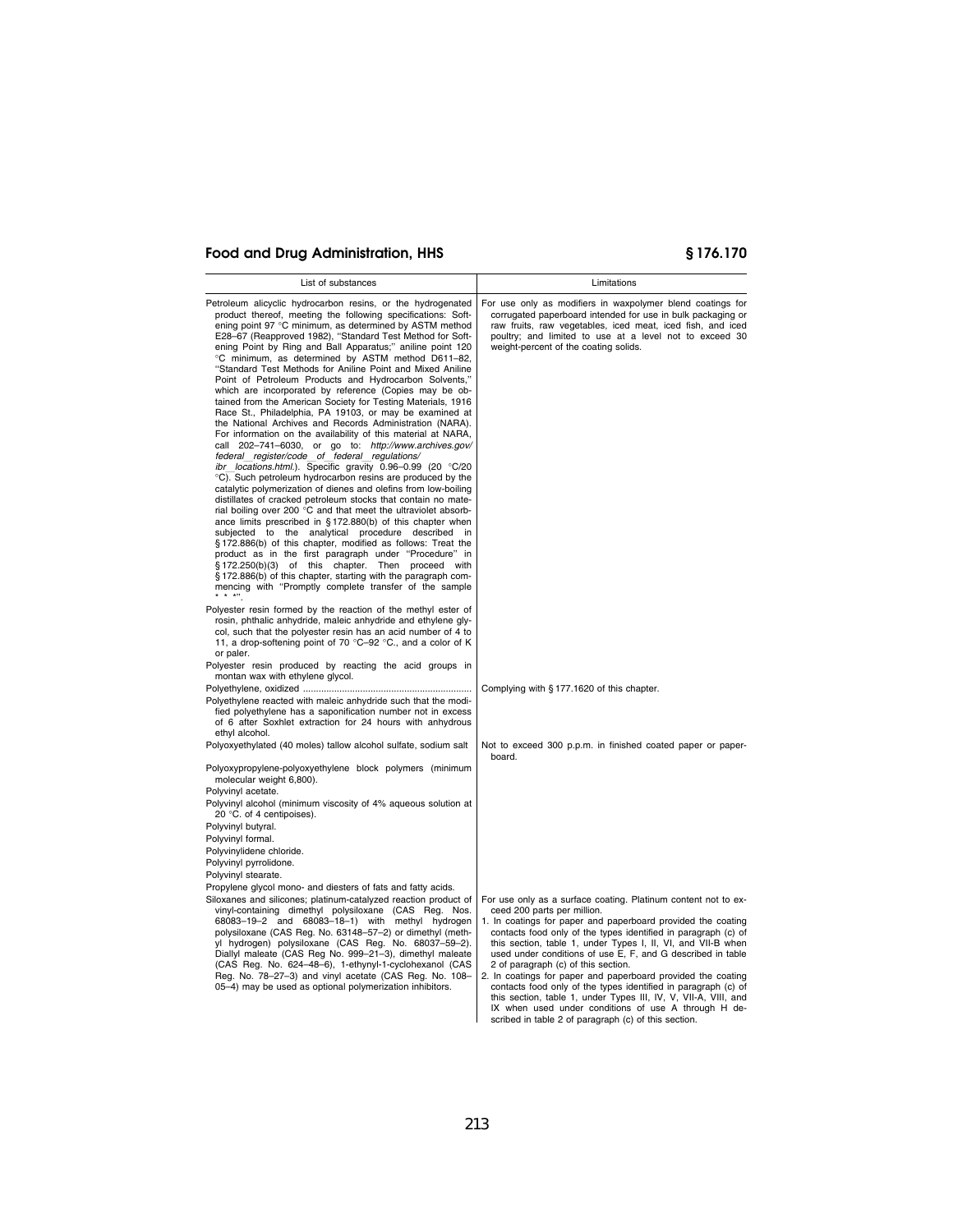| List of substances | Limitations |
| --- | --- |
| Petroleum alicyclic hydrocarbon resins, or the hydrogenated product thereof, meeting the following specifications: Softening point 97 °C minimum, as determined by ASTM method E28–67 (Reapproved 1982), "Standard Test Method for Softening Point by Ring and Ball Apparatus;" aniline point 120 °C minimum, as determined by ASTM method D611–82, "Standard Test Methods for Aniline Point and Mixed Aniline Point of Petroleum Products and Hydrocarbon Solvents," which are incorporated by reference (Copies may be obtained from the American Society for Testing Materials, 1916 Race St., Philadelphia, PA 19103, or may be examined at the National Archives and Records Administration (NARA). For information on the availability of this material at NARA, call 202–741–6030, or go to: *http://www.archives.gov/federal_register/code_of_federal_regulations/ibr_locations.html*.). Specific gravity 0.96–0.99 (20 °C/20 °C). Such petroleum hydrocarbon resins are produced by the catalytic polymerization of dienes and olefins from low-boiling distillates of cracked petroleum stocks that contain no material boiling over 200 °C and that meet the ultraviolet absorbance limits prescribed in §172.880(b) of this chapter when subjected to the analytical procedure described in §172.886(b) of this chapter, modified as follows: Treat the product as in the first paragraph under "Procedure" in §172.250(b)(3) of this chapter. Then proceed with §172.886(b) of this chapter, starting with the paragraph commencing with "Promptly complete transfer of the sample * * *". | For use only as modifiers in waxpolymer blend coatings for corrugated paperboard intended for use in bulk packaging or raw fruits, raw vegetables, iced meat, iced fish, and iced poultry; and limited to use at a level not to exceed 30 weight-percent of the coating solids. |
| Polyester resin formed by the reaction of the methyl ester of rosin, phthalic anhydride, maleic anhydride and ethylene glycol, such that the polyester resin has an acid number of 4 to 11, a drop-softening point of 70 °C–92 °C., and a color of K or paler. | |
| Polyester resin produced by reacting the acid groups in montan wax with ethylene glycol. | |
| Polyethylene, oxidized | Complying with §177.1620 of this chapter. |
| Polyethylene reacted with maleic anhydride such that the modified polyethylene has a saponification number not in excess of 6 after Soxhlet extraction for 24 hours with anhydrous ethyl alcohol. | |
| Polyoxyethylated (40 moles) tallow alcohol sulfate, sodium salt | Not to exceed 300 p.p.m. in finished coated paper or paperboard. |
| Polyoxypropylene-polyoxyethylene block polymers (minimum molecular weight 6,800). | |
| Polyvinyl acetate. | |
| Polyvinyl alcohol (minimum viscosity of 4% aqueous solution at 20 °C. of 4 centipoises). | |
| Polyvinyl butyral. | |
| Polyvinyl formal. | |
| Polyvinylidene chloride. | |
| Polyvinyl pyrrolidone. | |
| Polyvinyl stearate. | |
| Propylene glycol mono- and diesters of fats and fatty acids. | |
| Siloxanes and silicones; platinum-catalyzed reaction product of vinyl-containing dimethyl polysiloxane (CAS Reg. Nos. 68083–19–2 and 68083–18–1) with methyl hydrogen polysiloxane (CAS Reg. No. 63148–57–2) or dimethyl (methyl hydrogen) polysiloxane (CAS Reg. No. 68037–59–2). Diallyl maleate (CAS Reg No. 999–21–3), dimethyl maleate (CAS Reg. No. 624–48–6), 1-ethynyl-1-cyclohexanol (CAS Reg. No. 78–27–3) and vinyl acetate (CAS Reg. No. 108–05–4) may be used as optional polymerization inhibitors. | For use only as a surface coating. Platinum content not to exceed 200 parts per million. 1. In coatings for paper and paperboard provided the coating contacts food only of the types identified in paragraph (c) of this section, table 1, under Types I, II, VI, and VII-B when used under conditions of use E, F, and G described in table 2 of paragraph (c) of this section. 2. In coatings for paper and paperboard provided the coating contacts food only of the types identified in paragraph (c) of this section, table 1, under Types III, IV, V, VII-A, VIII, and IX when used under conditions of use A through H described in table 2 of paragraph (c) of this section. |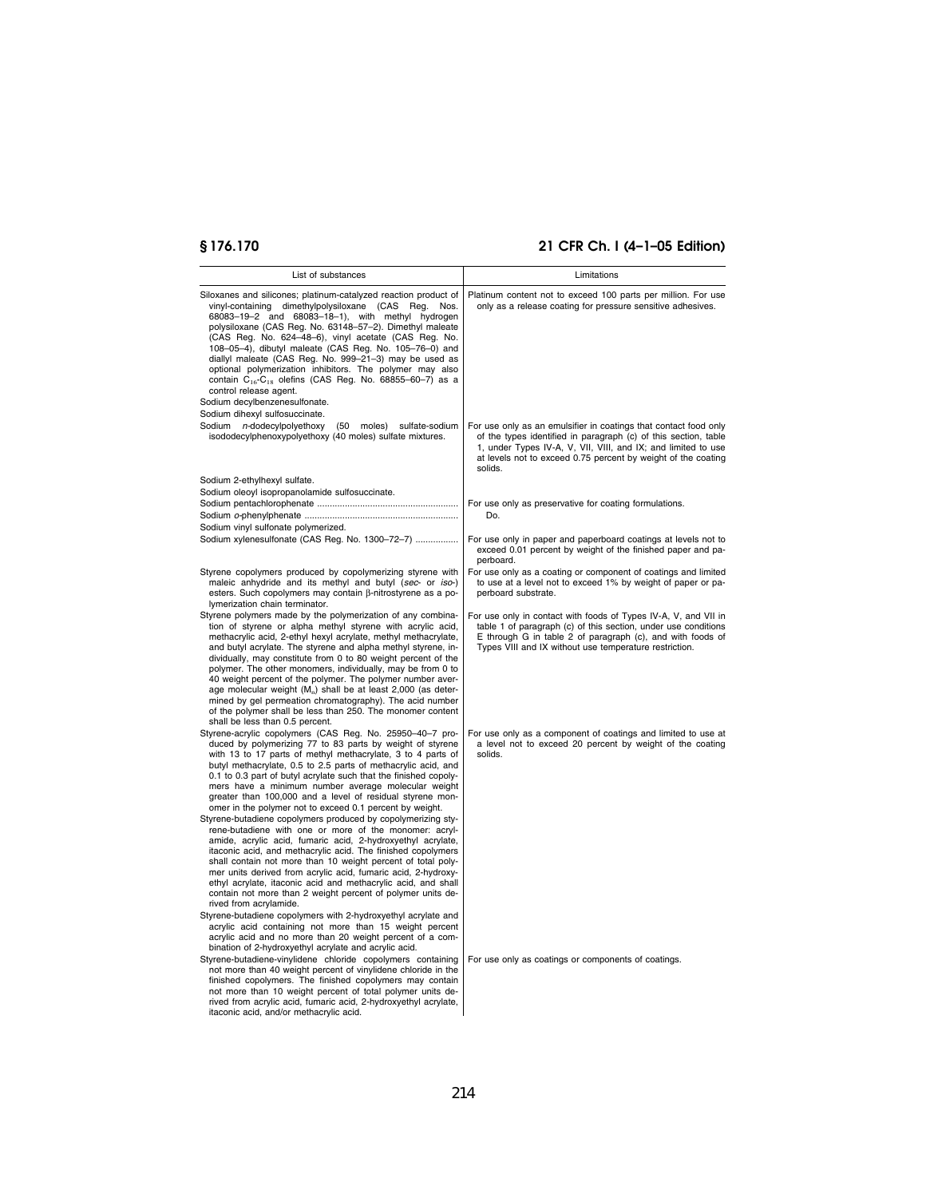| List of substances | Limitations |
|---|---|
| Siloxanes and silicones; platinum-catalyzed reaction product of vinyl-containing dimethylpolysiloxane (CAS Reg. Nos. 68083–19–2 and 68083–18–1), with methyl hydrogen polysiloxane (CAS Reg. No. 63148–57–2). Dimethyl maleate (CAS Reg. No. 624–48–6), vinyl acetate (CAS Reg. No. 108–05–4), dibutyl maleate (CAS Reg. No. 105–76–0) and diallyl maleate (CAS Reg. No. 999–21–3) may be used as optional polymerization inhibitors. The polymer may also contain $C_{16}$-$C_{18}$ olefins (CAS Reg. No. 68855–60–7) as a control release agent. | Platinum content not to exceed 100 parts per million. For use only as a release coating for pressure sensitive adhesives. |
| Sodium decylbenzenesulfonate. | |
| Sodium dihexyl sulfosuccinate. | |
| Sodium *n*-dodecylpolyethoxy (50 moles) sulfate-sodium isododecylphenoxypolyethoxy (40 moles) sulfate mixtures. | For use only as an emulsifier in coatings that contact food only of the types identified in paragraph (c) of this section, table 1, under Types IV-A, V, VII, VIII, and IX; and limited to use at levels not to exceed 0.75 percent by weight of the coating solids. |
| Sodium 2-ethylhexyl sulfate. | |
| Sodium oleoyl isopropanolamide sulfosuccinate. | |
| Sodium pentachlorophenate | For use only as preservative for coating formulations. |
| Sodium *o*-phenylphenate | Do. |
| Sodium vinyl sulfonate polymerized. | |
| Sodium xylenesulfonate (CAS Reg. No. 1300–72–7) | For use only in paper and paperboard coatings at levels not to exceed 0.01 percent by weight of the finished paper and paperboard. |
| Styrene copolymers produced by copolymerizing styrene with maleic anhydride and its methyl and butyl (*sec-* or *iso-*) esters. Such copolymers may contain β-nitrostyrene as a polymerization chain terminator. | For use only as a coating or component of coatings and limited to use at a level not to exceed 1% by weight of paper or paperboard substrate. |
| Styrene polymers made by the polymerization of any combination of styrene or alpha methyl styrene with acrylic acid, methacrylic acid, 2-ethyl hexyl acrylate, methyl methacrylate, and butyl acrylate. The styrene and alpha methyl styrene, individually, may constitute from 0 to 80 weight percent of the polymer. The other monomers, individually, may be from 0 to 40 weight percent of the polymer. The polymer number average molecular weight ($M_n$) shall be at least 2,000 (as determined by gel permeation chromatography). The acid number of the polymer shall be less than 250. The monomer content shall be less than 0.5 percent. | For use only in contact with foods of Types IV-A, V, and VII in table 1 of paragraph (c) of this section, under use conditions E through G in table 2 of paragraph (c), and with foods of Types VIII and IX without use temperature restriction. |
| Styrene-acrylic copolymers (CAS Reg. No. 25950–40–7 produced by polymerizing 77 to 83 parts by weight of styrene with 13 to 17 parts of methyl methacrylate, 3 to 4 parts of butyl methacrylate, 0.5 to 2.5 parts of methacrylic acid, and 0.1 to 0.3 part of butyl acrylate such that the finished copolymers have a minimum number average molecular weight greater than 100,000 and a level of residual styrene monomer in the polymer not to exceed 0.1 percent by weight. | For use only as a component of coatings and limited to use at a level not to exceed 20 percent by weight of the coating solids. |
| Styrene-butadiene copolymers produced by copolymerizing styrene-butadiene with one or more of the monomer: acrylamide, acrylic acid, fumaric acid, 2-hydroxyethyl acrylate, itaconic acid, and methacrylic acid. The finished copolymers shall contain not more than 10 weight percent of total polymer units derived from acrylic acid, fumaric acid, 2-hydroxyethyl acrylate, itaconic acid and methacrylic acid, and shall contain not more than 2 weight percent of polymer units derived from acrylamide. | |
| Styrene-butadiene copolymers with 2-hydroxyethyl acrylate and acrylic acid containing not more than 15 weight percent acrylic acid and no more than 20 weight percent of a combination of 2-hydroxyethyl acrylate and acrylic acid. | |
| Styrene-butadiene-vinylidene chloride copolymers containing not more than 40 weight percent of vinylidene chloride in the finished copolymers. The finished copolymers may contain not more than 10 weight percent of total polymer units derived from acrylic acid, fumaric acid, 2-hydroxyethyl acrylate, itaconic acid, and/or methacrylic acid. | For use only as coatings or components of coatings. |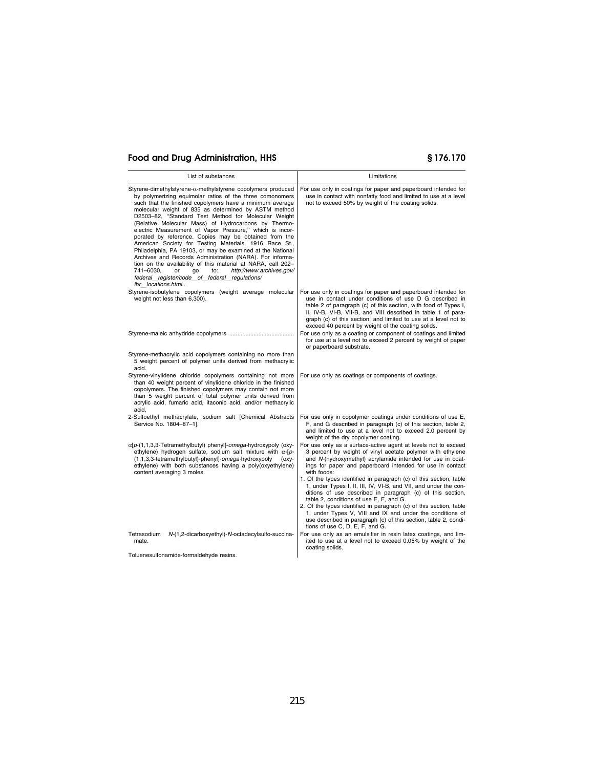| List of substances | Limitations |
| --- | --- |
| Styrene-dimethylstyrene-α-methylstyrene copolymers produced by polymerizing equimolar ratios of the three comonomers such that the finished copolymers have a minimum average molecular weight of 835 as determined by ASTM method D2503–82, "Standard Test Method for Molecular Weight (Relative Molecular Mass) of Hydrocarbons by Thermo-electric Measurement of Vapor Pressure," which is incorporated by reference. Copies may be obtained from the American Society for Testing Materials, 1916 Race St., Philadelphia, PA 19103, or may be examined at the National Archives and Records Administration (NARA). For information on the availability of this material at NARA, call 202–741–6030, or go to: *http://www.archives.gov/federal_register/code_of_federal_regulations/ibr_locations.html.*. | For use only in coatings for paper and paperboard intended for use in contact with nonfatty food and limited to use at a level not to exceed 50% by weight of the coating solids. |
| Styrene-isobutylene copolymers (weight average molecular weight not less than 6,300). | For use only in coatings for paper and paperboard intended for use in contact under conditions of use D G described in table 2 of paragraph (c) of this section, with food of Types I, II, IV-B, VI-B, VII-B, and VIII described in table 1 of paragraph (c) of this section; and limited to use at a level not to exceed 40 percent by weight of the coating solids. |
| Styrene-maleic anhydride copolymers | For use only as a coating or component of coatings and limited for use at a level not to exceed 2 percent by weight of paper or paperboard substrate. |
| Styrene-methacrylic acid copolymers containing no more than 5 weight percent of polymer units derived from methacrylic acid. | |
| Styrene-vinylidene chloride copolymers containing not more than 40 weight percent of vinylidene chloride in the finished copolymers. The finished copolymers may contain not more than 5 weight percent of total polymer units derived from acrylic acid, fumaric acid, itaconic acid, and/or methacrylic acid. | For use only as coatings or components of coatings. |
| 2-Sulfoethyl methacrylate, sodium salt [Chemical Abstracts Service No. 1804–87–1]. | For use only in copolymer coatings under conditions of use E, F, and G described in paragraph (c) of this section, table 2, and limited to use at a level not to exceed 2.0 percent by weight of the dry copolymer coating. |
| α[*p*-(1,1,3,3-Tetramethylbutyl) phenyl]-*omega*-hydroxypoly (oxyethylene) hydrogen sulfate, sodium salt mixture with α-[*p*-(1,1,3,3-tetramethylbutyl)-phenyl]-*omega*-hydroxypoly (oxyethylene) with both substances having a poly(oxyethylene) content averaging 3 moles. | For use only as a surface-active agent at levels not to exceed 3 percent by weight of vinyl acetate polymer with ethylene and *N*-(hydroxymethyl) acrylamide intended for use in coatings for paper and paperboard intended for use in contact with foods: 1. Of the types identified in paragraph (c) of this section, table 1, under Types I, II, III, IV, VI-B, and VII, and under the conditions of use described in paragraph (c) of this section, table 2, conditions of use E, F, and G. 2. Of the types identified in paragraph (c) of this section, table 1, under Types V, VIII and IX and under the conditions of use described in paragraph (c) of this section, table 2, conditions of use C, D, E, F, and G. |
| Tetrasodium *N*-(1,2-dicarboxyethyl)-*N*-octadecylsulfo-succinamate. | For use only as an emulsifier in resin latex coatings, and limited to use at a level not to exceed 0.05% by weight of the coating solids. |
| Toluenesulfonamide-formaldehyde resins. | |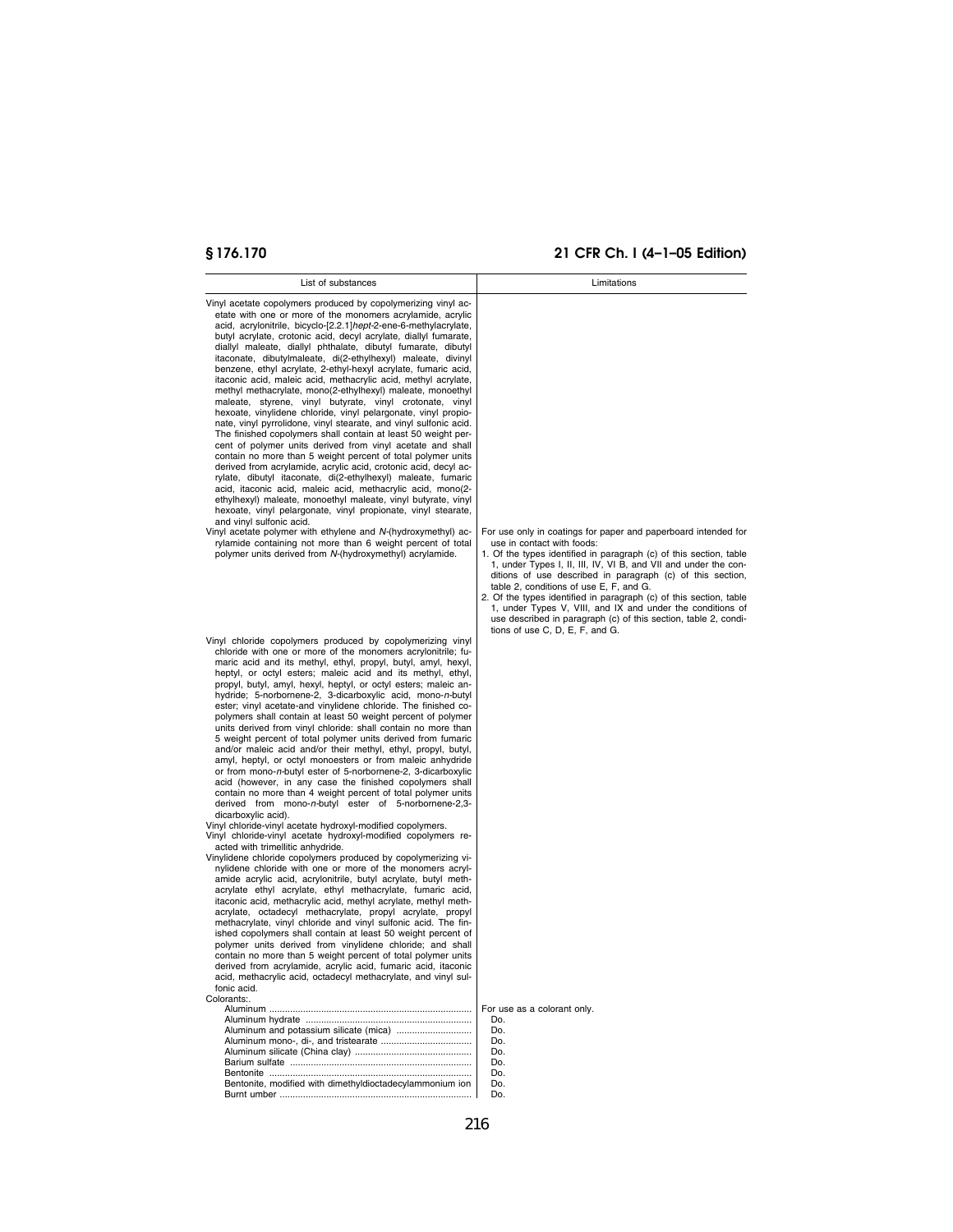| List of substances | Limitations |
|---|---|
| Vinyl acetate copolymers produced by copolymerizing vinyl acetate with one or more of the monomers acrylamide, acrylic acid, acrylonitrile, bicyclo-[2.2.1]*hept*-2-ene-6-methylacrylate, butyl acrylate, crotonic acid, decyl acrylate, diallyl fumarate, diallyl maleate, diallyl phthalate, dibutyl fumarate, dibutyl itaconate, dibutylmaleate, di(2-ethylhexyl) maleate, divinyl benzene, ethyl acrylate, 2-ethyl-hexyl acrylate, fumaric acid, itaconic acid, maleic acid, methacrylic acid, methyl acrylate, methyl methacrylate, mono(2-ethylhexyl) maleate, monoethyl maleate, styrene, vinyl butyrate, vinyl crotonate, vinyl hexoate, vinylidene chloride, vinyl pelargonate, vinyl propionate, vinyl pyrrolidone, vinyl stearate, and vinyl sulfonic acid. The finished copolymers shall contain at least 50 weight percent of polymer units derived from vinyl acetate and shall contain no more than 5 weight percent of total polymer units derived from acrylamide, acrylic acid, crotonic acid, decyl acrylate, dibutyl itaconate, di(2-ethylhexyl) maleate, fumaric acid, itaconic acid, maleic acid, methacrylic acid, mono(2-ethylhexyl) maleate, monoethyl maleate, vinyl butyrate, vinyl hexoate, vinyl pelargonate, vinyl propionate, vinyl stearate, and vinyl sulfonic acid. | |
| Vinyl acetate polymer with ethylene and *N*-(hydroxymethyl) acrylamide containing not more than 6 weight percent of total polymer units derived from *N*-(hydroxymethyl) acrylamide. | For use only in coatings for paper and paperboard intended for use in contact with foods:<br>1. Of the types identified in paragraph (c) of this section, table 1, under Types I, II, III, IV, VI B, and VII and under the conditions of use described in paragraph (c) of this section, table 2, conditions of use E, F, and G.<br>2. Of the types identified in paragraph (c) of this section, table 1, under Types V, VIII, and IX and under the conditions of use described in paragraph (c) of this section, table 2, conditions of use C, D, E, F, and G. |
| Vinyl chloride copolymers produced by copolymerizing vinyl chloride with one or more of the monomers acrylonitrile; fumaric acid and its methyl, ethyl, propyl, butyl, amyl, hexyl, heptyl, or octyl esters; maleic acid and its methyl, ethyl, propyl, butyl, amyl, hexyl, heptyl, or octyl esters; maleic anhydride; 5-norbornene-2, 3-dicarboxylic acid, mono-*n*-butyl ester; vinyl acetate-and vinylidene chloride. The finished copolymers shall contain at least 50 weight percent of polymer units derived from vinyl chloride: shall contain no more than 5 weight percent of total polymer units derived from fumaric and/or maleic acid and/or their methyl, ethyl, propyl, butyl, amyl, heptyl, or octyl monoesters or from maleic anhydride or from mono-*n*-butyl ester of 5-norbornene-2, 3-dicarboxylic acid (however, in any case the finished copolymers shall contain no more than 4 weight percent of total polymer units derived from mono-*n*-butyl ester of 5-norbornene-2,3-dicarboxylic acid). | |
| Vinyl chloride-vinyl acetate hydroxyl-modified copolymers. | |
| Vinyl chloride-vinyl acetate hydroxyl-modified copolymers reacted with trimellitic anhydride. | |
| Vinylidene chloride copolymers produced by copolymerizing vinylidene chloride with one or more of the monomers acrylamide acrylic acid, acrylonitrile, butyl acrylate, butyl methacrylate ethyl acrylate, ethyl methacrylate, fumaric acid, itaconic acid, methacrylic acid, methyl acrylate, methyl methacrylate, octadecyl methacrylate, propyl acrylate, propyl methacrylate, vinyl chloride and vinyl sulfonic acid. The finished copolymers shall contain at least 50 weight percent of polymer units derived from vinylidene chloride; and shall contain no more than 5 weight percent of total polymer units derived from acrylamide, acrylic acid, fumaric acid, itaconic acid, methacrylic acid, octadecyl methacrylate, and vinyl sulfonic acid. | |
| Colorants:. | |
| Aluminum | For use as a colorant only. |
| Aluminum hydrate | Do. |
| Aluminum and potassium silicate (mica) | Do. |
| Aluminum mono-, di-, and tristearate | Do. |
| Aluminum silicate (China clay) | Do. |
| Barium sulfate | Do. |
| Bentonite | Do. |
| Bentonite, modified with dimethyldioctadecylammonium ion | Do. |
| Burnt umber | Do. |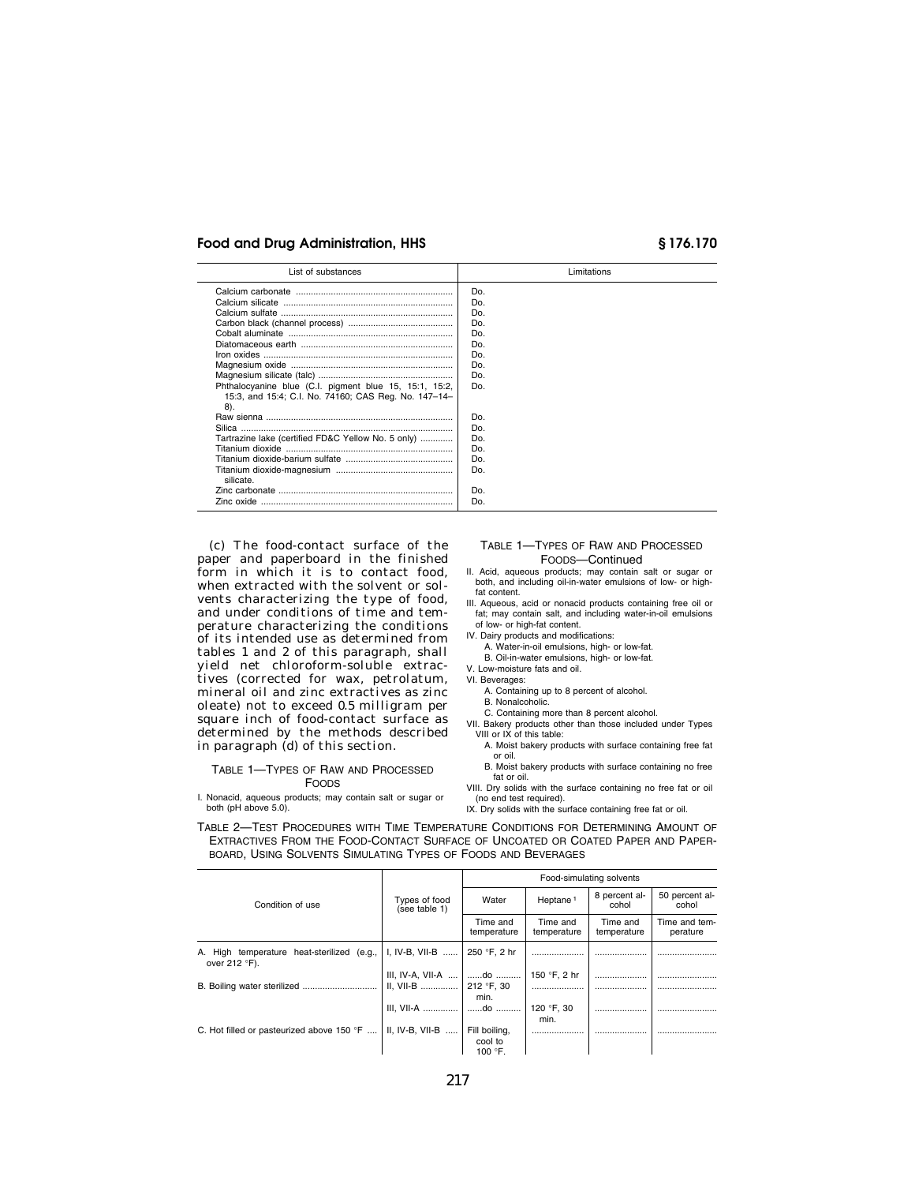| List of substances | Limitations |
|---|---|
| Calcium carbonate | Do. |
| Calcium silicate | Do. |
| Calcium sulfate | Do. |
| Carbon black (channel process) | Do. |
| Cobalt aluminate | Do. |
| Diatomaceous earth | Do. |
| Iron oxides | Do. |
| Magnesium oxide | Do. |
| Magnesium silicate (talc) | Do. |
| Phthalocyanine blue (C.I. pigment blue 15, 15:1, 15:2, 15:3, and 15:4; C.I. No. 74160; CAS Reg. No. 147–14–8). | Do. |
| Raw sienna | Do. |
| Silica | Do. |
| Tartrazine lake (certified FD&C Yellow No. 5 only) | Do. |
| Titanium dioxide | Do. |
| Titanium dioxide-barium sulfate | Do. |
| Titanium dioxide-magnesium silicate. | Do. |
| Zinc carbonate | Do. |
| Zinc oxide | Do. |

(c) The food-contact surface of the paper and paperboard in the finished form in which it is to contact food, when extracted with the solvent or solvents characterizing the type of food, and under conditions of time and temperature characterizing the conditions of its intended use as determined from tables 1 and 2 of this paragraph, shall yield net chloroform-soluble extractives (corrected for wax, petrolatum, mineral oil and zinc extractives as zinc oleate) not to exceed 0.5 milligram per square inch of food-contact surface as determined by the methods described in paragraph (d) of this section.

TABLE 1—TYPES OF RAW AND PROCESSED FOODS

I. Nonacid, aqueous products; may contain salt or sugar or both (pH above 5.0).

II. Acid, aqueous products; may contain salt or sugar or both, and including oil-in-water emulsions of low- or high-fat content.

III. Aqueous, acid or nonacid products containing free oil or fat; may contain salt, and including water-in-oil emulsions of low- or high-fat content.

IV. Dairy products and modifications:
- A. Water-in-oil emulsions, high- or low-fat.
- B. Oil-in-water emulsions, high- or low-fat.

V. Low-moisture fats and oil.

VI. Beverages:
- A. Containing up to 8 percent of alcohol.
- B. Nonalcoholic.
- C. Containing more than 8 percent alcohol.

VII. Bakery products other than those included under Types VIII or IX of this table:
- A. Moist bakery products with surface containing free fat or oil.
- B. Moist bakery products with surface containing no free fat or oil.

VIII. Dry solids with the surface containing no free fat or oil (no end test required).

IX. Dry solids with the surface containing free fat or oil.

TABLE 2—TEST PROCEDURES WITH TIME TEMPERATURE CONDITIONS FOR DETERMINING AMOUNT OF EXTRACTIVES FROM THE FOOD-CONTACT SURFACE OF UNCOATED OR COATED PAPER AND PAPERBOARD, USING SOLVENTS SIMULATING TYPES OF FOODS AND BEVERAGES

| Condition of use | Types of food (see table 1) | Food-simulating solvents | | | |
|---|---|---|---|---|---|
| | | Water | Heptane [1] | 8 percent alcohol | 50 percent alcohol |
| | | Time and temperature | Time and temperature | Time and temperature | Time and temperature |
| A. High temperature heat-sterilized (e.g., over 212 °F). | I, IV-B, VII-B | 250 °F, 2 hr | | | |
| | III, IV-A, VII-A | ......do | 150 °F, 2 hr | | |
| B. Boiling water sterilized | II, VII-B | 212 °F, 30 min. | | | |
| | III, VII-A | ......do | 120 °F, 30 min. | | |
| C. Hot filled or pasteurized above 150 °F | II, IV-B, VII-B | Fill boiling, cool to 100 °F. | | | |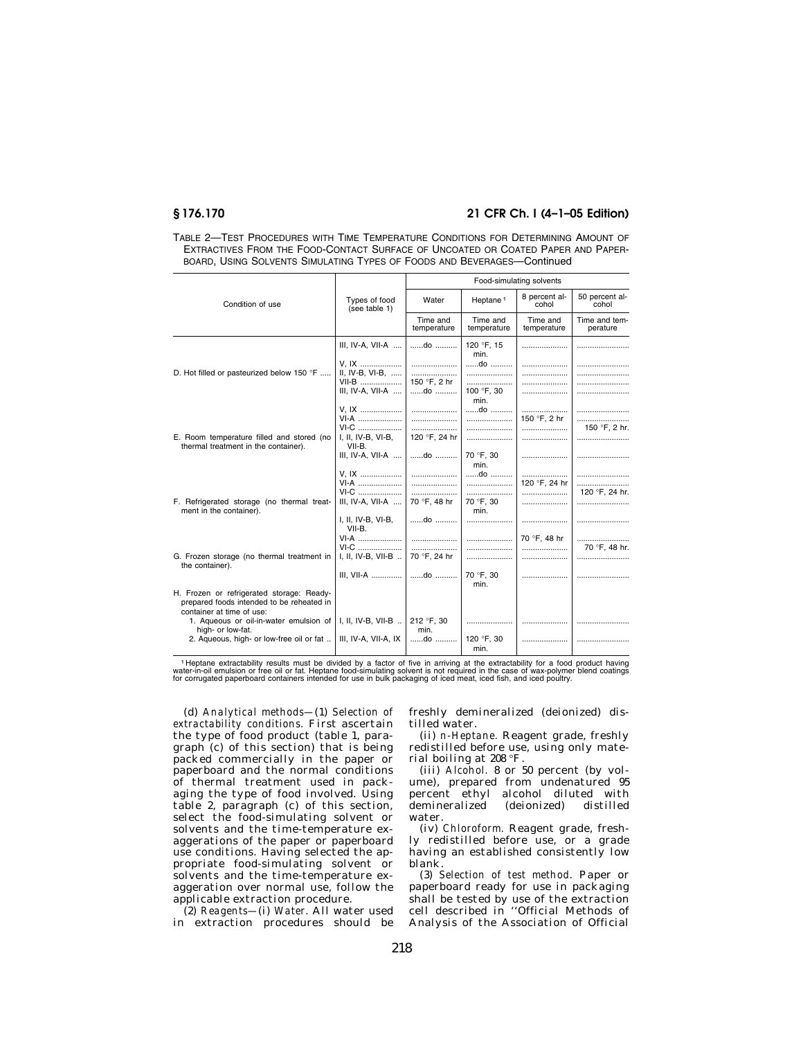TABLE 2—TEST PROCEDURES WITH TIME TEMPERATURE CONDITIONS FOR DETERMINING AMOUNT OF EXTRACTIVES FROM THE FOOD-CONTACT SURFACE OF UNCOATED OR COATED PAPER AND PAPERBOARD, USING SOLVENTS SIMULATING TYPES OF FOODS AND BEVERAGES—Continued

| Condition of use | Types of food (see table 1) | Food-simulating solvents | | | |
|---|---|---|---|---|---|
| | | Water | Heptane [1] | 8 percent alcohol | 50 percent alcohol |
| | | Time and temperature | Time and temperature | Time and temperature | Time and temperature |
| | III, IV-A, VII-A | ......do .......... | 120 °F, 15 min. | ..................... | ........................ |
| | V, IX | ..................... | ......do .......... | ..................... | ........................ |
| D. Hot filled or pasteurized below 150 °F | II, IV-B, VI-B, | ..................... | ..................... | ..................... | ........................ |
| | VII-B | 150 °F, 2 hr | ..................... | ..................... | ........................ |
| | III, IV-A, VII-A | ......do .......... | 100 °F, 30 min. | ..................... | ........................ |
| | V, IX | ..................... | ......do .......... | ..................... | ........................ |
| | VI-A | ..................... | ..................... | 150 °F, 2 hr | ........................ |
| | VI-C | ..................... | ..................... | ..................... | 150 °F, 2 hr. |
| E. Room temperature filled and stored (no thermal treatment in the container). | I, II, IV-B, VI-B, VII-B. | 120 °F, 24 hr | ..................... | ..................... | ........................ |
| | III, IV-A, VII-A | ......do .......... | 70 °F, 30 min. | ..................... | ........................ |
| | V, IX | ..................... | ......do .......... | ..................... | ........................ |
| | VI-A | ..................... | ..................... | 120 °F, 24 hr | ........................ |
| | VI-C | ..................... | ..................... | ..................... | 120 °F, 24 hr. |
| F. Refrigerated storage (no thermal treatment in the container). | III, IV-A, VII-A | 70 °F, 48 hr | 70 °F, 30 min. | ..................... | ........................ |
| | I, II, IV-B, VI-B, VII-B. | ......do .......... | ..................... | ..................... | ........................ |
| | VI-A | ..................... | ..................... | 70 °F, 48 hr | ........................ |
| | VI-C | ..................... | ..................... | ..................... | 70 °F, 48 hr. |
| G. Frozen storage (no thermal treatment in the container). | I, II, IV-B, VII-B | 70 °F, 24 hr | ..................... | ..................... | ........................ |
| | III, VII-A | ......do .......... | 70 °F, 30 min. | ..................... | ........................ |
| H. Frozen or refrigerated storage: Ready-prepared foods intended to be reheated in container at time of use: | | | | | |
| 1. Aqueous or oil-in-water emulsion of high- or low-fat. | I, II, IV-B, VII-B | 212 °F, 30 min. | ..................... | ..................... | ........................ |
| 2. Aqueous, high- or low-free oil or fat | III, IV-A, VII-A, IX | ......do .......... | 120 °F, 30 min. | ..................... | ........................ |

[1] Heptane extractability results must be divided by a factor of five in arriving at the extractability for a food product having water-in-oil emulsion or free oil or fat. Heptane food-simulating solvent is not required in the case of wax-polymer blend coatings for corrugated paperboard containers intended for use in bulk packaging of iced meat, iced fish, and iced poultry.

(d) *Analytical methods*—(1) *Selection of extractability conditions.* First ascertain the type of food product (table 1, paragraph (c) of this section) that is being packed commercially in the paper or paperboard and the normal conditions of thermal treatment used in packaging the type of food involved. Using table 2, paragraph (c) of this section, select the food-simulating solvent or solvents and the time-temperature exaggerations of the paper or paperboard use conditions. Having selected the appropriate food-simulating solvent or solvents and the time-temperature exaggeration over normal use, follow the applicable extraction procedure.

(2) *Reagents*—(i) *Water.* All water used in extraction procedures should be freshly demineralized (deionized) distilled water.

(ii) *n-Heptane.* Reagent grade, freshly redistilled before use, using only material boiling at 208 °F.

(iii) *Alcohol.* 8 or 50 percent (by volume), prepared from undenatured 95 percent ethyl alcohol diluted with demineralized (deionized) distilled water.

(iv) *Chloroform.* Reagent grade, freshly redistilled before use, or a grade having an established consistently low blank.

(3) *Selection of test method.* Paper or paperboard ready for use in packaging shall be tested by use of the extraction cell described in ''Official Methods of Analysis of the Association of Official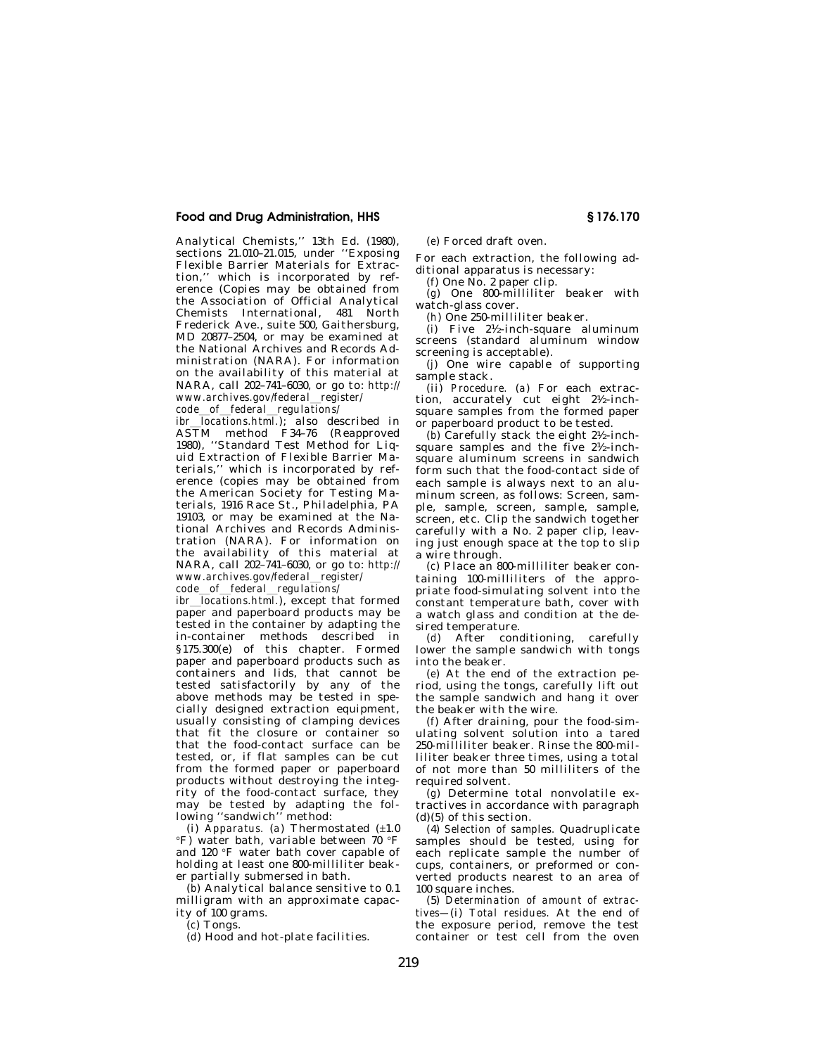Analytical Chemists,'' 13th Ed. (1980), sections 21.010–21.015, under ''Exposing Flexible Barrier Materials for Extraction,'' which is incorporated by reference (Copies may be obtained from the Association of Official Analytical Chemists International, 481 North Frederick Ave., suite 500, Gaithersburg, MD 20877–2504, or may be examined at the National Archives and Records Administration (NARA). For information on the availability of this material at NARA, call 202–741–6030, or go to: *http://www.archives.gov/federal_register/code_of_federal_regulations/ibr_locations.html*.); also described in ASTM method F34–76 (Reapproved 1980), ''Standard Test Method for Liquid Extraction of Flexible Barrier Materials,'' which is incorporated by reference (copies may be obtained from the American Society for Testing Materials, 1916 Race St., Philadelphia, PA 19103, or may be examined at the National Archives and Records Administration (NARA). For information on the availability of this material at NARA, call 202–741–6030, or go to: *http://www.archives.gov/federal_register/code_of_federal_regulations/ibr_locations.html*.), except that formed paper and paperboard products may be tested in the container by adapting the in-container methods described in §175.300(e) of this chapter. Formed paper and paperboard products such as containers and lids, that cannot be tested satisfactorily by any of the above methods may be tested in specially designed extraction equipment, usually consisting of clamping devices that fit the closure or container so that the food-contact surface can be tested, or, if flat samples can be cut from the formed paper or paperboard products without destroying the integrity of the food-contact surface, they may be tested by adapting the following ''sandwich'' method:

(i) *Apparatus.* (*a*) Thermostated (±1.0 °F) water bath, variable between 70 °F and 120 °F water bath cover capable of holding at least one 800-milliliter beaker partially submersed in bath.

(*b*) Analytical balance sensitive to 0.1 milligram with an approximate capacity of 100 grams.

(*c*) Tongs.

(*d*) Hood and hot-plate facilities.

(*e*) Forced draft oven.

For each extraction, the following additional apparatus is necessary:

(*f*) One No. 2 paper clip.

(*g*) One 800-milliliter beaker with watch-glass cover.

(*h*) One 250-milliliter beaker.

(*i*) Five 2½-inch-square aluminum screens (standard aluminum window screening is acceptable).

(*j*) One wire capable of supporting sample stack.

(ii) *Procedure.* (*a*) For each extraction, accurately cut eight 2½-inch-square samples from the formed paper or paperboard product to be tested.

(*b*) Carefully stack the eight 2½-inch-square samples and the five 2½-inch-square aluminum screens in sandwich form such that the food-contact side of each sample is always next to an aluminum screen, as follows: Screen, sample, sample, screen, sample, sample, screen, etc. Clip the sandwich together carefully with a No. 2 paper clip, leaving just enough space at the top to slip a wire through.

(*c*) Place an 800-milliliter beaker containing 100-milliliters of the appropriate food-simulating solvent into the constant temperature bath, cover with a watch glass and condition at the desired temperature.

(*d*) After conditioning, carefully lower the sample sandwich with tongs into the beaker.

(*e*) At the end of the extraction period, using the tongs, carefully lift out the sample sandwich and hang it over the beaker with the wire.

(*f*) After draining, pour the food-simulating solvent solution into a tared 250-milliliter beaker. Rinse the 800-milliliter beaker three times, using a total of not more than 50 milliliters of the required solvent.

(*g*) Determine total nonvolatile extractives in accordance with paragraph (d)(5) of this section.

(4) *Selection of samples.* Quadruplicate samples should be tested, using for each replicate sample the number of cups, containers, or preformed or converted products nearest to an area of 100 square inches.

(5) *Determination of amount of extractives*—(i) *Total residues.* At the end of the exposure period, remove the test container or test cell from the oven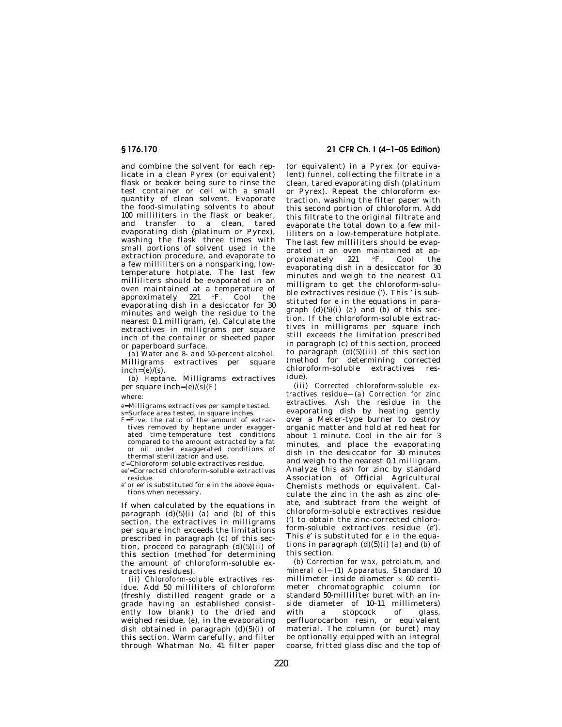and combine the solvent for each replicate in a clean Pyrex (or equivalent) flask or beaker being sure to rinse the test container or cell with a small quantity of clean solvent. Evaporate the food-simulating solvents to about 100 milliliters in the flask or beaker, and transfer to a clean, tared evaporating dish (platinum or Pyrex), washing the flask three times with small portions of solvent used in the extraction procedure, and evaporate to a few milliliters on a nonsparking, low-temperature hotplate. The last few milliliters should be evaporated in an oven maintained at a temperature of approximately 221 °F. Cool the evaporating dish in a desiccator for 30 minutes and weigh the residue to the nearest 0.1 milligram, (*e*). Calculate the extractives in milligrams per square inch of the container or sheeted paper or paperboard surface.

(*a*) *Water and 8- and 50-percent alcohol.* Milligrams extractives per square inch=(*e*)/(*s*).

(*b*) *Heptane.* Milligrams extractives per square inch=(*e*)/(*s*)(*F*)

where:

*e*=Milligrams extractives per sample tested.
*s*=Surface area tested, in square inches.
*F*=Five, the ratio of the amount of extractives removed by heptane under exaggerated time-temperature test conditions compared to the amount extracted by a fat or oil under exaggerated conditions of thermal sterilization and use.
*e′*=Chloroform-soluble extractives residue.
*ee′*=Corrected chloroform-soluble extractives residue.
*e′* or *ee′* is substituted for *e* in the above equations when necessary.

If when calculated by the equations in paragraph (d)(5)(i) (*a*) and (*b*) of this section, the extractives in milligrams per square inch exceeds the limitations prescribed in paragraph (c) of this section, proceed to paragraph (d)(5)(ii) of this section (method for determining the amount of chloroform-soluble extractives residues).

(ii) *Chloroform-soluble extractives residue.* Add 50 milliliters of chloroform (freshly distilled reagent grade or a grade having an established consistently low blank) to the dried and weighed residue, (*e*), in the evaporating dish obtained in paragraph (d)(5)(i) of this section. Warm carefully, and filter through Whatman No. 41 filter paper (or equivalent) in a Pyrex (or equivalent) funnel, collecting the filtrate in a clean, tared evaporating dish (platinum or Pyrex). Repeat the chloroform extraction, washing the filter paper with this second portion of chloroform. Add this filtrate to the original filtrate and evaporate the total down to a few milliliters on a low-temperature hotplate. The last few milliliters should be evaporated in an oven maintained at approximately 221 °F. Cool the evaporating dish in a desiccator for 30 minutes and weigh to the nearest 0.1 milligram to get the chloroform-soluble extractives residue (′). This ′ is substituted for *e* in the equations in paragraph (d)(5)(i) (*a*) and (*b*) of this section. If the chloroform-soluble extractives in milligrams per square inch still exceeds the limitation prescribed in paragraph (c) of this section, proceed to paragraph (d)(5)(iii) of this section (method for determining corrected chloroform-soluble extractives residue).

(iii) *Corrected chloroform-soluble extractives residue*—(*a*) *Correction for zinc extractives.* Ash the residue in the evaporating dish by heating gently over a Meker-type burner to destroy organic matter and hold at red heat for about 1 minute. Cool in the air for 3 minutes, and place the evaporating dish in the desiccator for 30 minutes and weigh to the nearest 0.1 milligram. Analyze this ash for zinc by standard Association of Official Agricultural Chemists methods or equivalent. Calculate the zinc in the ash as zinc oleate, and subtract from the weight of chloroform-soluble extractives residue (′) to obtain the zinc-corrected chloroform-soluble extractives residue (*e′*). This *e′* is substituted for *e* in the equations in paragraph (d)(5)(i) (*a*) and (*b*) of this section.

(*b*) *Correction for wax, petrolatum, and mineral oil*—(*1*) *Apparatus.* Standard 10 millimeter inside diameter × 60 centimeter chromatographic column (or standard 50-milliliter buret with an inside diameter of 10–11 millimeters) with a stopcock of glass, perfluorocarbon resin, or equivalent material. The column (or buret) may be optionally equipped with an integral coarse, fritted glass disc and the top of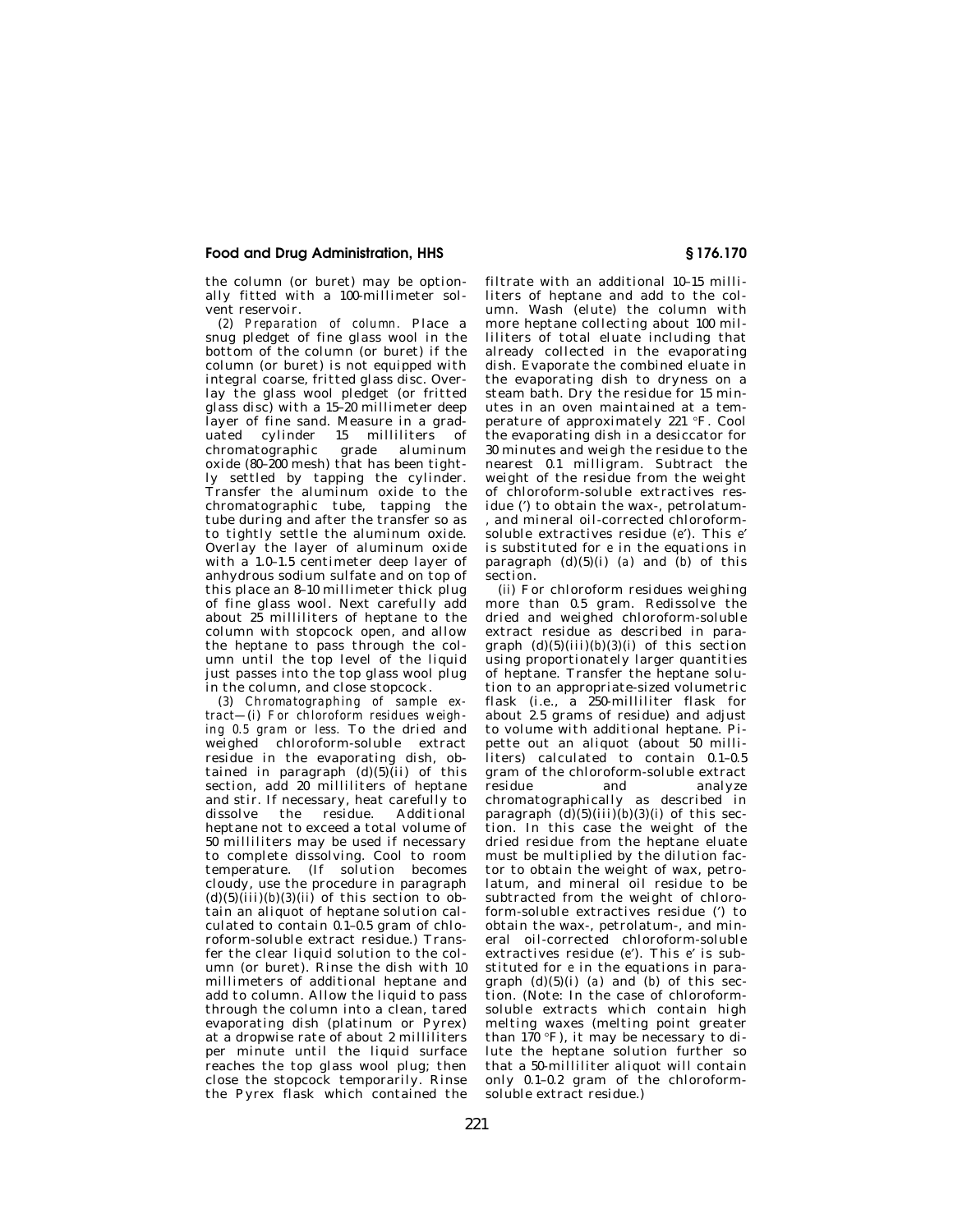the column (or buret) may be optionally fitted with a 100-millimeter solvent reservoir.

(2) *Preparation of column.* Place a snug pledget of fine glass wool in the bottom of the column (or buret) if the column (or buret) is not equipped with integral coarse, fritted glass disc. Overlay the glass wool pledget (or fritted glass disc) with a 15–20 millimeter deep layer of fine sand. Measure in a graduated cylinder 15 milliliters of chromatographic grade aluminum oxide (80–200 mesh) that has been tightly settled by tapping the cylinder. Transfer the aluminum oxide to the chromatographic tube, tapping the tube during and after the transfer so as to tightly settle the aluminum oxide. Overlay the layer of aluminum oxide with a 1.0–1.5 centimeter deep layer of anhydrous sodium sulfate and on top of this place an 8–10 millimeter thick plug of fine glass wool. Next carefully add about 25 milliliters of heptane to the column with stopcock open, and allow the heptane to pass through the column until the top level of the liquid just passes into the top glass wool plug in the column, and close stopcock.

(3) *Chromatographing of sample extract*—(i) *For chloroform residues weighing 0.5 gram or less.* To the dried and weighed chloroform-soluble extract residue in the evaporating dish, obtained in paragraph (d)(5)(ii) of this section, add 20 milliliters of heptane and stir. If necessary, heat carefully to dissolve the residue. Additional heptane not to exceed a total volume of 50 milliliters may be used if necessary to complete dissolving. Cool to room temperature. (If solution becomes cloudy, use the procedure in paragraph (d)(5)(iii)(*b*)(*3*)(*ii*) of this section to obtain an aliquot of heptane solution calculated to contain 0.1–0.5 gram of chloroform-soluble extract residue.) Transfer the clear liquid solution to the column (or buret). Rinse the dish with 10 millimeters of additional heptane and add to column. Allow the liquid to pass through the column into a clean, tared evaporating dish (platinum or Pyrex) at a dropwise rate of about 2 milliliters per minute until the liquid surface reaches the top glass wool plug; then close the stopcock temporarily. Rinse the Pyrex flask which contained the filtrate with an additional 10–15 milliliters of heptane and add to the column. Wash (elute) the column with more heptane collecting about 100 milliliters of total eluate including that already collected in the evaporating dish. Evaporate the combined eluate in the evaporating dish to dryness on a steam bath. Dry the residue for 15 minutes in an oven maintained at a temperature of approximately 221 °F. Cool the evaporating dish in a desiccator for 30 minutes and weigh the residue to the nearest 0.1 milligram. Subtract the weight of the residue from the weight of chloroform-soluble extractives residue (′) to obtain the wax-, petrolatum-, and mineral oil-corrected chloroform-soluble extractives residue (*e*′). This *e*′ is substituted for *e* in the equations in paragraph (d)(5)(i) (*a*) and (*b*) of this section.

(ii) For chloroform residues weighing more than 0.5 gram. Redissolve the dried and weighed chloroform-soluble extract residue as described in paragraph (d)(5)(iii)(*b*)(*3*)(*i*) of this section using proportionately larger quantities of heptane. Transfer the heptane solution to an appropriate-sized volumetric flask (i.e., a 250-milliliter flask for about 2.5 grams of residue) and adjust to volume with additional heptane. Pipette out an aliquot (about 50 milliliters) calculated to contain 0.1–0.5 gram of the chloroform-soluble extract residue and analyze chromatographically as described in paragraph (d)(5)(iii)(*b*)(*3*)(*i*) of this section. In this case the weight of the dried residue from the heptane eluate must be multiplied by the dilution factor to obtain the weight of wax, petrolatum, and mineral oil residue to be subtracted from the weight of chloroform-soluble extractives residue (′) to obtain the wax-, petrolatum-, and mineral oil-corrected chloroform-soluble extractives residue (*e*′). This *e*′ is substituted for *e* in the equations in paragraph (d)(5)(i) (*a*) and (*b*) of this section. (Note: In the case of chloroform-soluble extracts which contain high melting waxes (melting point greater than 170 °F), it may be necessary to dilute the heptane solution further so that a 50-milliliter aliquot will contain only 0.1–0.2 gram of the chloroform-soluble extract residue.)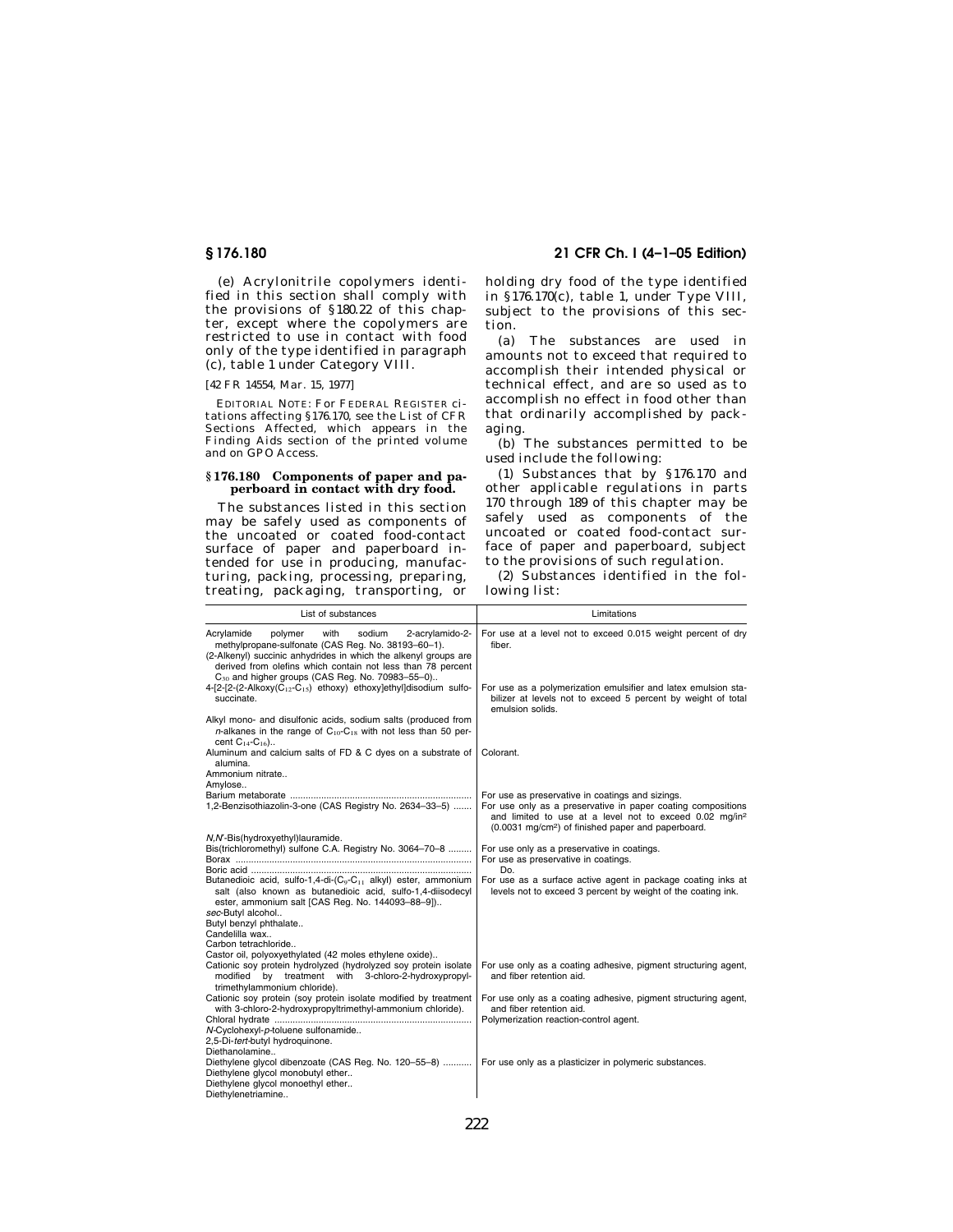(e) Acrylonitrile copolymers identified in this section shall comply with the provisions of §180.22 of this chapter, except where the copolymers are restricted to use in contact with food only of the type identified in paragraph (c), table 1 under Category VIII.

[42 FR 14554, Mar. 15, 1977]

EDITORIAL NOTE: For FEDERAL REGISTER citations affecting §176.170, see the List of CFR Sections Affected, which appears in the Finding Aids section of the printed volume and on GPO Access.

## § 176.180 Components of paper and paperboard in contact with dry food.

The substances listed in this section may be safely used as components of the uncoated or coated food-contact surface of paper and paperboard intended for use in producing, manufacturing, packing, processing, preparing, treating, packaging, transporting, or holding dry food of the type identified in §176.170(c), table 1, under Type VIII, subject to the provisions of this section.

(a) The substances are used in amounts not to exceed that required to accomplish their intended physical or technical effect, and are so used as to accomplish no effect in food other than that ordinarily accomplished by packaging.

(b) The substances permitted to be used include the following:

(1) Substances that by §176.170 and other applicable regulations in parts 170 through 189 of this chapter may be safely used as components of the uncoated or coated food-contact surface of paper and paperboard, subject to the provisions of such regulation.

(2) Substances identified in the following list:

| List of substances | Limitations |
|---|---|
| Acrylamide polymer with sodium 2-acrylamido-2-methylpropane-sulfonate (CAS Reg. No. 38193–60–1). | For use at a level not to exceed 0.015 weight percent of dry fiber. |
| (2-Alkenyl) succinic anhydrides in which the alkenyl groups are derived from olefins which contain not less than 78 percent $C_{30}$ and higher groups (CAS Reg. No. 70983–55–0).. | |
| 4-[2-[2-(2-Alkoxy($C_{12}$-$C_{15}$) ethoxy) ethoxy]ethyl]disodium sulfosuccinate. | For use as a polymerization emulsifier and latex emulsion stabilizer at levels not to exceed 5 percent by weight of total emulsion solids. |
| Alkyl mono- and disulfonic acids, sodium salts (produced from *n*-alkanes in the range of $C_{10}$-$C_{18}$ with not less than 50 percent $C_{14}$-$C_{16}$).. | |
| Aluminum and calcium salts of FD & C dyes on a substrate of alumina. | Colorant. |
| Ammonium nitrate.. | |
| Amylose.. | |
| Barium metaborate | For use as preservative in coatings and sizings. |
| 1,2-Benzisothiazolin-3-one (CAS Registry No. 2634–33–5) | For use only as a preservative in paper coating compositions and limited to use at a level not to exceed 0.02 mg/in² (0.0031 mg/cm²) of finished paper and paperboard. |
| *N,N'*-Bis(hydroxyethyl)lauramide. | |
| Bis(trichloromethyl) sulfone C.A. Registry No. 3064–70–8 | For use only as a preservative in coatings. |
| Borax | For use as preservative in coatings. |
| Boric acid | Do. |
| Butanedioic acid, sulfo-1,4-di-($C_9$-$C_{11}$ alkyl) ester, ammonium salt (also known as butanedioic acid, sulfo-1,4-diisodecyl ester, ammonium salt [CAS Reg. No. 144093–88–9]).. | For use as a surface active agent in package coating inks at levels not to exceed 3 percent by weight of the coating ink. |
| *sec*-Butyl alcohol.. | |
| Butyl benzyl phthalate.. | |
| Candelilla wax.. | |
| Carbon tetrachloride.. | |
| Castor oil, polyoxyethylated (42 moles ethylene oxide).. | |
| Cationic soy protein hydrolyzed (hydrolyzed soy protein isolate modified by treatment with 3-chloro-2-hydroxypropyltrimethylammonium chloride). | For use only as a coating adhesive, pigment structuring agent, and fiber retention aid. |
| Cationic soy protein (soy protein isolate modified by treatment with 3-chloro-2-hydroxypropyltrimethyl-ammonium chloride). | For use only as a coating adhesive, pigment structuring agent, and fiber retention aid. |
| Chloral hydrate | Polymerization reaction-control agent. |
| *N*-Cyclohexyl-*p*-toluene sulfonamide.. | |
| 2,5-Di-*tert*-butyl hydroquinone. | |
| Diethanolamine.. | |
| Diethylene glycol dibenzoate (CAS Reg. No. 120–55–8) | For use only as a plasticizer in polymeric substances. |
| Diethylene glycol monobutyl ether.. | |
| Diethylene glycol monoethyl ether.. | |
| Diethylenetriamine.. | |